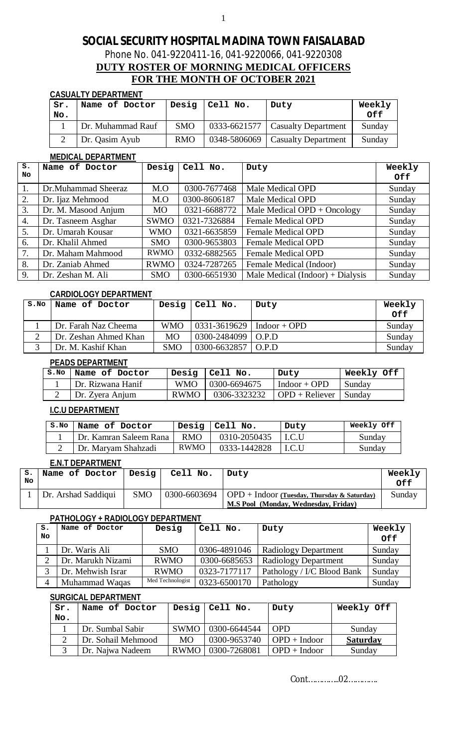# SOCIAL SECURITY HOSPITAL MADINA TOWN FAISALABAD

Phone No. 041-9220411-16, 041-9220066, 041-9220308

## DUTY ROSTER OF MORNING MEDICAL OFFICERS
## FOR THE MONTH OF OCTOBER 2021

### CASUALTY DEPARTMENT

| Sr. No. | Name of Doctor | Desig | Cell No. | Duty | Weekly Off |
|---|---|---|---|---|---|
| 1 | Dr. Muhammad Rauf | SMO | 0333-6621577 | Casualty Department | Sunday |
| 2 | Dr. Qasim Ayub | RMO | 0348-5806069 | Casualty Department | Sunday |

### MEDICAL DEPARTMENT

| S. No | Name of Doctor | Desig | Cell No. | Duty | Weekly Off |
|---|---|---|---|---|---|
| 1. | Dr.Muhammad Sheeraz | M.O | 0300-7677468 | Male Medical OPD | Sunday |
| 2. | Dr. Ijaz Mehmood | M.O | 0300-8606187 | Male Medical OPD | Sunday |
| 3. | Dr. M. Masood Anjum | MO | 0321-6688772 | Male Medical OPD + Oncology | Sunday |
| 4. | Dr. Tasneem Asghar | SWMO | 0321-7326884 | Female Medical OPD | Sunday |
| 5. | Dr. Umarah Kousar | WMO | 0321-6635859 | Female Medical OPD | Sunday |
| 6. | Dr. Khalil Ahmed | SMO | 0300-9653803 | Female Medical OPD | Sunday |
| 7. | Dr. Maham Mahmood | RWMO | 0332-6882565 | Female Medical OPD | Sunday |
| 8. | Dr. Zaniab Ahmed | RWMO | 0324-7287265 | Female Medical (Indoor) | Sunday |
| 9. | Dr. Zeshan M. Ali | SMO | 0300-6651930 | Male Medical (Indoor) + Dialysis | Sunday |

### CARDIOLOGY DEPARTMENT

| S.No | Name of Doctor | Desig | Cell No. | Duty | Weekly Off |
|---|---|---|---|---|---|
| 1 | Dr. Farah Naz Cheema | WMO | 0331-3619629 | Indoor + OPD | Sunday |
| 2 | Dr. Zeshan Ahmed Khan | MO | 0300-2484099 | O.P.D | Sunday |
| 3 | Dr. M. Kashif Khan | SMO | 0300-6632857 | O.P.D | Sunday |

### PEADS DEPARTMENT

| S.No | Name of Doctor | Desig | Cell No. | Duty | Weekly Off |
|---|---|---|---|---|---|
| 1 | Dr. Rizwana Hanif | WMO | 0300-6694675 | Indoor + OPD | Sunday |
| 2 | Dr. Zyera Anjum | RWMO | 0306-3323232 | OPD + Reliever | Sunday |

### I.C.U DEPARTMENT

| S.No | Name of Doctor | Desig | Cell No. | Duty | Weekly Off |
|---|---|---|---|---|---|
| 1 | Dr. Kamran Saleem Rana | RMO | 0310-2050435 | I.C.U | Sunday |
| 2 | Dr. Maryam Shahzadi | RWMO | 0333-1442828 | I.C.U | Sunday |

### E.N.T DEPARTMENT

| S. No | Name of Doctor | Desig | Cell No. | Duty | Weekly Off |
|---|---|---|---|---|---|
| 1 | Dr. Arshad Saddiqui | SMO | 0300-6603694 | OPD + Indoor **(Tuesday, Thursday & Saturday)** **M.S Pool (Monday, Wednesday, Friday)** | Sunday |

### PATHOLOGY + RADIOLOGY DEPARTMENT

| S. No | Name of Doctor | Desig | Cell No. | Duty | Weekly Off |
|---|---|---|---|---|---|
| 1 | Dr. Waris Ali | SMO | 0306-4891046 | Radiology Department | Sunday |
| 2 | Dr. Marukh Nizami | RWMO | 0300-6685653 | Radiology Department | Sunday |
| 3 | Dr. Mehwish Israr | RWMO | 0323-7177117 | Pathology / I/C Blood Bank | Sunday |
| 4 | Muhammad Waqas | Med Technologist | 0323-6500170 | Pathology | Sunday |

### SURGICAL DEPARTMENT

| Sr. No. | Name of Doctor | Desig | Cell No. | Duty | Weekly Off |
|---|---|---|---|---|---|
| 1 | Dr. Sumbal Sabir | SWMO | 0300-6644544 | OPD | Sunday |
| 2 | Dr. Sohail Mehmood | MO | 0300-9653740 | OPD + Indoor | **Saturday** |
| 3 | Dr. Najwa Nadeem | RWMO | 0300-7268081 | OPD + Indoor | Sunday |

Cont…………02…………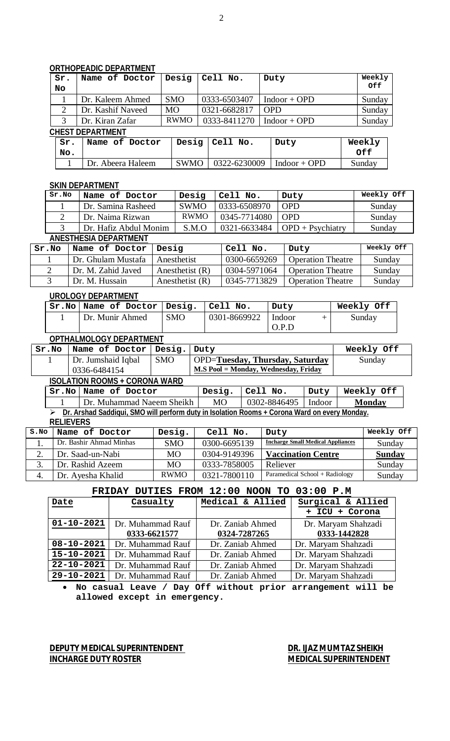**ORTHOPEADIC DEPARTMENT**

| Sr. No | Name of Doctor | Desig | Cell No. | Duty | Weekly Off |
|---|---|---|---|---|---|
| 1 | Dr. Kaleem Ahmed | SMO | 0333-6503407 | Indoor + OPD | Sunday |
| 2 | Dr. Kashif Naveed | MO | 0321-6682817 | OPD | Sunday |
| 3 | Dr. Kiran Zafar | RWMO | 0333-8411270 | Indoor + OPD | Sunday |

**CHEST DEPARTMENT**

| Sr. No. | Name of Doctor | Desig | Cell No. | Duty | Weekly Off |
|---|---|---|---|---|---|
| 1 | Dr. Abeera Haleem | SWMO | 0322-6230009 | Indoor + OPD | Sunday |

**SKIN DEPARTMENT**

| Sr.No | Name of Doctor | Desig | Cell No. | Duty | Weekly Off |
|---|---|---|---|---|---|
| 1 | Dr. Samina Rasheed | SWMO | 0333-6508970 | OPD | Sunday |
| 2 | Dr. Naima Rizwan | RWMO | 0345-7714080 | OPD | Sunday |
| 3 | Dr. Hafiz Abdul Monim | S.M.O | 0321-6633484 | OPD + Psychiatry | Sunday |

**ANESTHESIA DEPARTMENT**

| Sr.No | Name of Doctor | Desig | Cell No. | Duty | Weekly Off |
|---|---|---|---|---|---|
| 1 | Dr. Ghulam Mustafa | Anesthetist | 0300-6659269 | Operation Theatre | Sunday |
| 2 | Dr. M. Zahid Javed | Anesthetist (R) | 0304-5971064 | Operation Theatre | Sunday |
| 3 | Dr. M. Hussain | Anesthetist (R) | 0345-7713829 | Operation Theatre | Sunday |

**UROLOGY DEPARTMENT**

| Sr.No | Name of Doctor | Desig. | Cell No. | Duty | Weekly Off |
|---|---|---|---|---|---|
| 1 | Dr. Munir Ahmed | SMO | 0301-8669922 | Indoor + O.P.D | Sunday |

**OPTHALMOLOGY DEPARTMENT**

| Sr.No | Name of Doctor | Desig. | Duty | Weekly Off |
|---|---|---|---|---|
| 1 | Dr. Jumshaid Iqbal 0336-6484154 | SMO | OPD=**Tuesday, Thursday, Saturday**<br>**M.S Pool = Monday, Wednesday, Friday** | Sunday |

**ISOLATION ROOMS + CORONA WARD**

| Sr.No | Name of Doctor | Desig. | Cell No. | Duty | Weekly Off |
|---|---|---|---|---|---|
| 1 | Dr. Muhammad Naeem Sheikh | MO | 0302-8846495 | Indoor | **Monday** |

- **Dr. Arshad Saddiqui, SMO will perform duty in Isolation Rooms + Corona Ward on every Monday.**

**RELIEVERS**

| S.No | Name of Doctor | Desig. | Cell No. | Duty | Weekly Off |
|---|---|---|---|---|---|
| 1. | Dr. Bashir Ahmad Minhas | SMO | 0300-6695139 | **Incharge Small Medical Appliances** | Sunday |
| 2. | Dr. Saad-un-Nabi | MO | 0304-9149396 | **Vaccination Centre** | **Sunday** |
| 3. | Dr. Rashid Azeem | MO | 0333-7858005 | Reliever | Sunday |
| 4. | Dr. Ayesha Khalid | RWMO | 0321-7800110 | Paramedical School + Radiology | Sunday |

**FRIDAY DUTIES FROM 12:00 NOON TO 03:00 P.M**

| Date | Casualty | Medical & Allied | Surgical & Allied + ICU + Corona |
|---|---|---|---|
| 01-10-2021 | Dr. Muhammad Rauf **0333-6621577** | Dr. Zaniab Ahmed **0324-7287265** | Dr. Maryam Shahzadi **0333-1442828** |
| 08-10-2021 | Dr. Muhammad Rauf | Dr. Zaniab Ahmed | Dr. Maryam Shahzadi |
| 15-10-2021 | Dr. Muhammad Rauf | Dr. Zaniab Ahmed | Dr. Maryam Shahzadi |
| 22-10-2021 | Dr. Muhammad Rauf | Dr. Zaniab Ahmed | Dr. Maryam Shahzadi |
| 29-10-2021 | Dr. Muhammad Rauf | Dr. Zaniab Ahmed | Dr. Maryam Shahzadi |

- **No casual Leave / Day Off without prior arrangement will be allowed except in emergency.**

**DEPUTY MEDICAL SUPERINTENDENT**
**INCHARGE DUTY ROSTER**

**DR. IJAZ MUMTAZ SHEIKH**
**MEDICAL SUPERINTENDENT**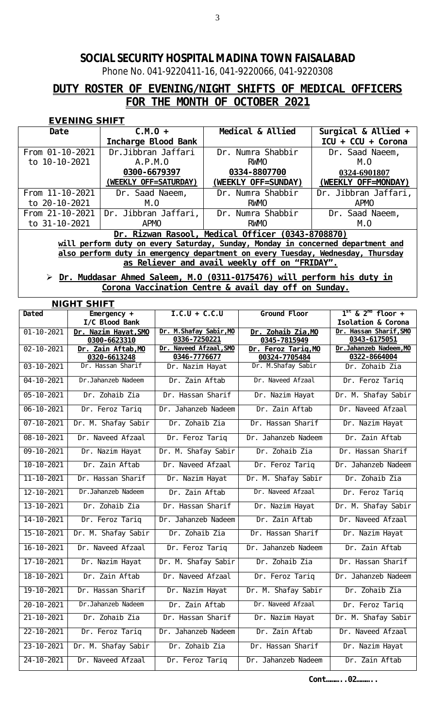# SOCIAL SECURITY HOSPITAL MADINA TOWN FAISALABAD

Phone No. 041-9220411-16, 041-9220066, 041-9220308

## DUTY ROSTER OF EVENING/NIGHT SHIFTS OF MEDICAL OFFICERS FOR THE MONTH OF OCTOBER 2021

### EVENING SHIFT

| Date | C.M.O + Incharge Blood Bank | Medical & Allied | Surgical & Allied + ICU + CCU + Corona |
|---|---|---|---|
| From 01-10-2021 to 10-10-2021 | Dr.Jibbran Jaffari A.P.M.O **0300-6679397** **(WEEKLY OFF=SATURDAY)** | Dr. Numra Shabbir RWMO **0334-8807700** **(WEEKLY OFF=SUNDAY)** | Dr. Saad Naeem, M.O **0324-6901807** **(WEEKLY OFF=MONDAY)** |
| From 11-10-2021 to 20-10-2021 | Dr. Saad Naeem, M.O | Dr. Numra Shabbir RWMO | Dr. Jibbran Jaffari, APMO |
| From 21-10-2021 to 31-10-2021 | Dr. Jibbran Jaffari, APMO | Dr. Numra Shabbir RWMO | Dr. Saad Naeem, M.O |

**Dr. Rizwan Rasool, Medical Officer (0343-8708870) will perform duty on every Saturday, Sunday, Monday in concerned department and also perform duty in emergency department on every Tuesday, Wednesday, Thursday as Reliever and avail weekly off on "FRIDAY".**

- **Dr. Muddasar Ahmed Saleem, M.O (0311-0175476) will perform his duty in Corona Vaccination Centre & avail day off on Sunday.**

### NIGHT SHIFT

| Dated | Emergency + I/C Blood Bank | I.C.U + C.C.U | Ground Floor | 1st & 2nd floor + Isolation & Corona |
|---|---|---|---|---|
| 01-10-2021 | **Dr. Nazim Hayat,SMO 0300-6623310** | **Dr. M.Shafay Sabir,MO 0336-7250221** | **Dr. Zohaib Zia,MO 0345-7815949** | **Dr. Hassan Sharif,SMO 0343-6175051** |
| 02-10-2021 | **Dr. Zain Aftab,MO 0320-6613248** | **Dr. Naveed Afzaal,SMO 0346-7776677** | **Dr. Feroz Tariq,MO 00324-7705484** | **Dr.Jahanzeb Nadeem,MO 0322-8664004** |
| 03-10-2021 | Dr. Hassan Sharif | Dr. Nazim Hayat | Dr. M.Shafay Sabir | Dr. Zohaib Zia |
| 04-10-2021 | Dr.Jahanzeb Nadeem | Dr. Zain Aftab | Dr. Naveed Afzaal | Dr. Feroz Tariq |
| 05-10-2021 | Dr. Zohaib Zia | Dr. Hassan Sharif | Dr. Nazim Hayat | Dr. M. Shafay Sabir |
| 06-10-2021 | Dr. Feroz Tariq | Dr. Jahanzeb Nadeem | Dr. Zain Aftab | Dr. Naveed Afzaal |
| 07-10-2021 | Dr. M. Shafay Sabir | Dr. Zohaib Zia | Dr. Hassan Sharif | Dr. Nazim Hayat |
| 08-10-2021 | Dr. Naveed Afzaal | Dr. Feroz Tariq | Dr. Jahanzeb Nadeem | Dr. Zain Aftab |
| 09-10-2021 | Dr. Nazim Hayat | Dr. M. Shafay Sabir | Dr. Zohaib Zia | Dr. Hassan Sharif |
| 10-10-2021 | Dr. Zain Aftab | Dr. Naveed Afzaal | Dr. Feroz Tariq | Dr. Jahanzeb Nadeem |
| 11-10-2021 | Dr. Hassan Sharif | Dr. Nazim Hayat | Dr. M. Shafay Sabir | Dr. Zohaib Zia |
| 12-10-2021 | Dr.Jahanzeb Nadeem | Dr. Zain Aftab | Dr. Naveed Afzaal | Dr. Feroz Tariq |
| 13-10-2021 | Dr. Zohaib Zia | Dr. Hassan Sharif | Dr. Nazim Hayat | Dr. M. Shafay Sabir |
| 14-10-2021 | Dr. Feroz Tariq | Dr. Jahanzeb Nadeem | Dr. Zain Aftab | Dr. Naveed Afzaal |
| 15-10-2021 | Dr. M. Shafay Sabir | Dr. Zohaib Zia | Dr. Hassan Sharif | Dr. Nazim Hayat |
| 16-10-2021 | Dr. Naveed Afzaal | Dr. Feroz Tariq | Dr. Jahanzeb Nadeem | Dr. Zain Aftab |
| 17-10-2021 | Dr. Nazim Hayat | Dr. M. Shafay Sabir | Dr. Zohaib Zia | Dr. Hassan Sharif |
| 18-10-2021 | Dr. Zain Aftab | Dr. Naveed Afzaal | Dr. Feroz Tariq | Dr. Jahanzeb Nadeem |
| 19-10-2021 | Dr. Hassan Sharif | Dr. Nazim Hayat | Dr. M. Shafay Sabir | Dr. Zohaib Zia |
| 20-10-2021 | Dr.Jahanzeb Nadeem | Dr. Zain Aftab | Dr. Naveed Afzaal | Dr. Feroz Tariq |
| 21-10-2021 | Dr. Zohaib Zia | Dr. Hassan Sharif | Dr. Nazim Hayat | Dr. M. Shafay Sabir |
| 22-10-2021 | Dr. Feroz Tariq | Dr. Jahanzeb Nadeem | Dr. Zain Aftab | Dr. Naveed Afzaal |
| 23-10-2021 | Dr. M. Shafay Sabir | Dr. Zohaib Zia | Dr. Hassan Sharif | Dr. Nazim Hayat |
| 24-10-2021 | Dr. Naveed Afzaal | Dr. Feroz Tariq | Dr. Jahanzeb Nadeem | Dr. Zain Aftab |

**Cont………..02………..**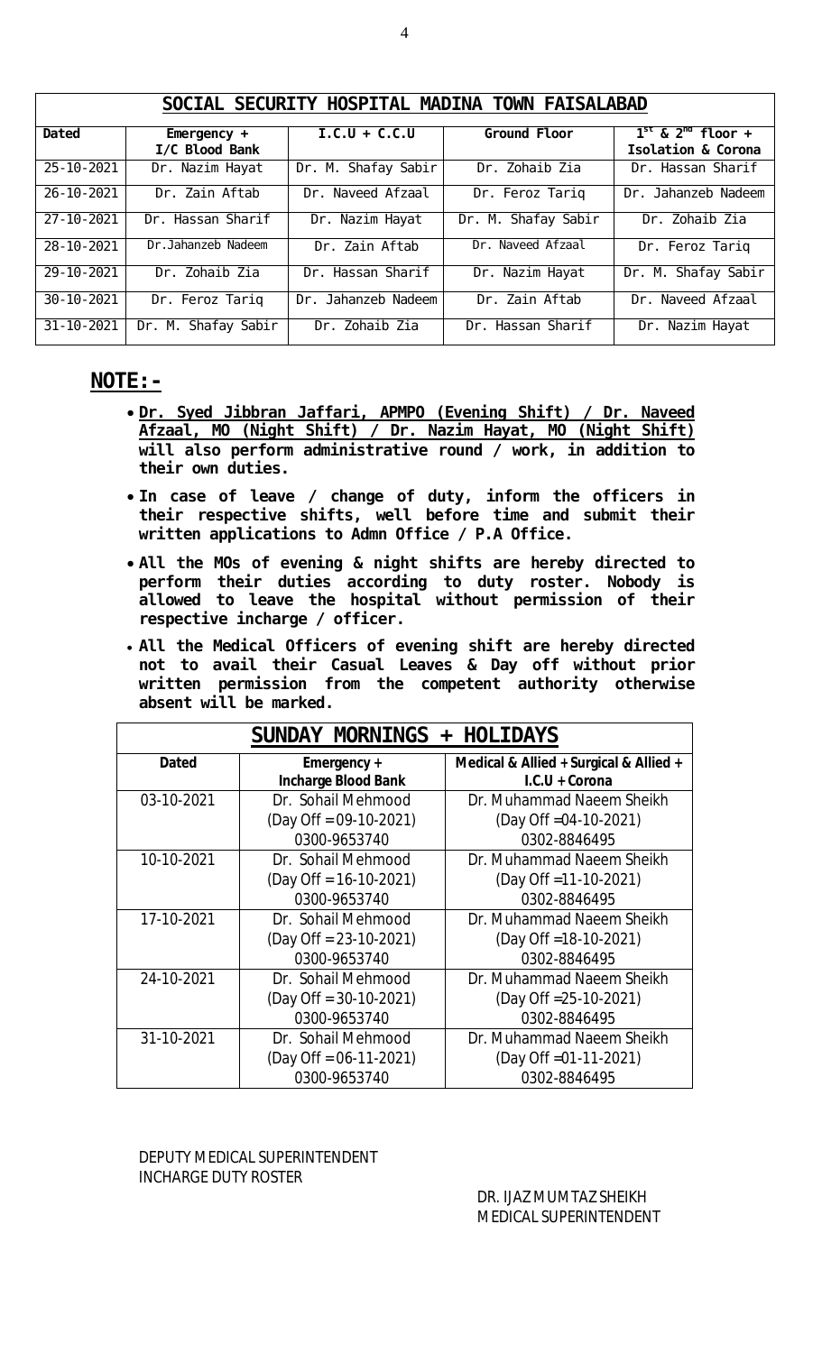| SOCIAL SECURITY HOSPITAL MADINA TOWN FAISALABAD | | | | |
|---|---|---|---|---|
| **Dated** | **Emergency + I/C Blood Bank** | **I.C.U + C.C.U** | **Ground Floor** | **1st & 2nd floor + Isolation & Corona** |
| 25-10-2021 | Dr. Nazim Hayat | Dr. M. Shafay Sabir | Dr. Zohaib Zia | Dr. Hassan Sharif |
| 26-10-2021 | Dr. Zain Aftab | Dr. Naveed Afzaal | Dr. Feroz Tariq | Dr. Jahanzeb Nadeem |
| 27-10-2021 | Dr. Hassan Sharif | Dr. Nazim Hayat | Dr. M. Shafay Sabir | Dr. Zohaib Zia |
| 28-10-2021 | Dr.Jahanzeb Nadeem | Dr. Zain Aftab | Dr. Naveed Afzaal | Dr. Feroz Tariq |
| 29-10-2021 | Dr. Zohaib Zia | Dr. Hassan Sharif | Dr. Nazim Hayat | Dr. M. Shafay Sabir |
| 30-10-2021 | Dr. Feroz Tariq | Dr. Jahanzeb Nadeem | Dr. Zain Aftab | Dr. Naveed Afzaal |
| 31-10-2021 | Dr. M. Shafay Sabir | Dr. Zohaib Zia | Dr. Hassan Sharif | Dr. Nazim Hayat |

## NOTE:-

- **Dr. Syed Jibbran Jaffari, APMPO (Evening Shift) / Dr. Naveed Afzaal, MO (Night Shift) / Dr. Nazim Hayat, MO (Night Shift) will also perform administrative round / work, in addition to their own duties.**
- **In case of leave / change of duty, inform the officers in their respective shifts, well before time and submit their written applications to Admn Office / P.A Office.**
- **All the MOs of evening & night shifts are hereby directed to perform their duties according to duty roster. Nobody is allowed to leave the hospital without permission of their respective incharge / officer.**
- **All the Medical Officers of evening shift are hereby directed not to avail their Casual Leaves & Day off without prior written permission from the competent authority otherwise absent will be marked.**

| SUNDAY MORNINGS + HOLIDAYS | | |
|---|---|---|
| **Dated** | **Emergency + Incharge Blood Bank** | **Medical & Allied + Surgical & Allied + I.C.U + Corona** |
| 03-10-2021 | Dr. Sohail Mehmood (Day Off = 09-10-2021) 0300-9653740 | Dr. Muhammad Naeem Sheikh (Day Off =04-10-2021) 0302-8846495 |
| 10-10-2021 | Dr. Sohail Mehmood (Day Off = 16-10-2021) 0300-9653740 | Dr. Muhammad Naeem Sheikh (Day Off =11-10-2021) 0302-8846495 |
| 17-10-2021 | Dr. Sohail Mehmood (Day Off = 23-10-2021) 0300-9653740 | Dr. Muhammad Naeem Sheikh (Day Off =18-10-2021) 0302-8846495 |
| 24-10-2021 | Dr. Sohail Mehmood (Day Off = 30-10-2021) 0300-9653740 | Dr. Muhammad Naeem Sheikh (Day Off =25-10-2021) 0302-8846495 |
| 31-10-2021 | Dr. Sohail Mehmood (Day Off = 06-11-2021) 0300-9653740 | Dr. Muhammad Naeem Sheikh (Day Off =01-11-2021) 0302-8846495 |

DEPUTY MEDICAL SUPERINTENDENT
INCHARGE DUTY ROSTER

DR. IJAZ MUMTAZ SHEIKH
MEDICAL SUPERINTENDENT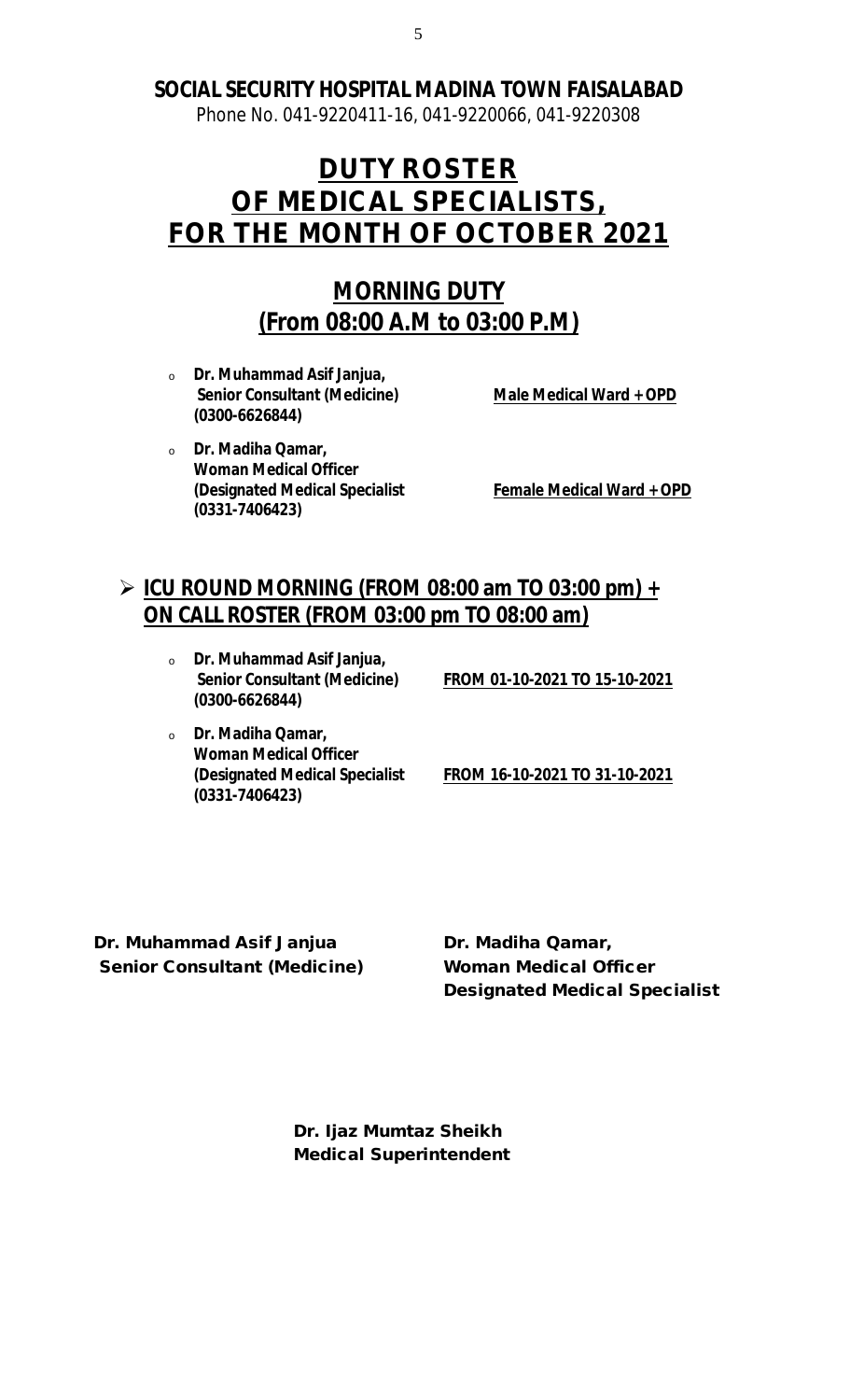**SOCIAL SECURITY HOSPITAL MADINA TOWN FAISALABAD**

Phone No. 041-9220411-16, 041-9220066, 041-9220308

# DUTY ROSTER OF MEDICAL SPECIALISTS, FOR THE MONTH OF OCTOBER 2021

## MORNING DUTY (From 08:00 A.M to 03:00 P.M)

- **Dr. Muhammad Asif Janjua,**
  **Senior Consultant (Medicine)** — **Male Medical Ward + OPD**
  **(0300-6626844)**
- **Dr. Madiha Qamar,**
  **Woman Medical Officer**
  **(Designated Medical Specialist** — **Female Medical Ward + OPD**
  **(0331-7406423)**

## ➢ ICU ROUND MORNING (FROM 08:00 am TO 03:00 pm) + ON CALL ROSTER (FROM 03:00 pm TO 08:00 am)

- **Dr. Muhammad Asif Janjua,**
  **Senior Consultant (Medicine)** — **FROM 01-10-2021 TO 15-10-2021**
  **(0300-6626844)**
- **Dr. Madiha Qamar,**
  **Woman Medical Officer**
  **(Designated Medical Specialist** — **FROM 16-10-2021 TO 31-10-2021**
  **(0331-7406423)**

**Dr. Muhammad Asif Janjua**
**Senior Consultant (Medicine)**

**Dr. Madiha Qamar,**
**Woman Medical Officer**
**Designated Medical Specialist**

**Dr. Ijaz Mumtaz Sheikh**
**Medical Superintendent**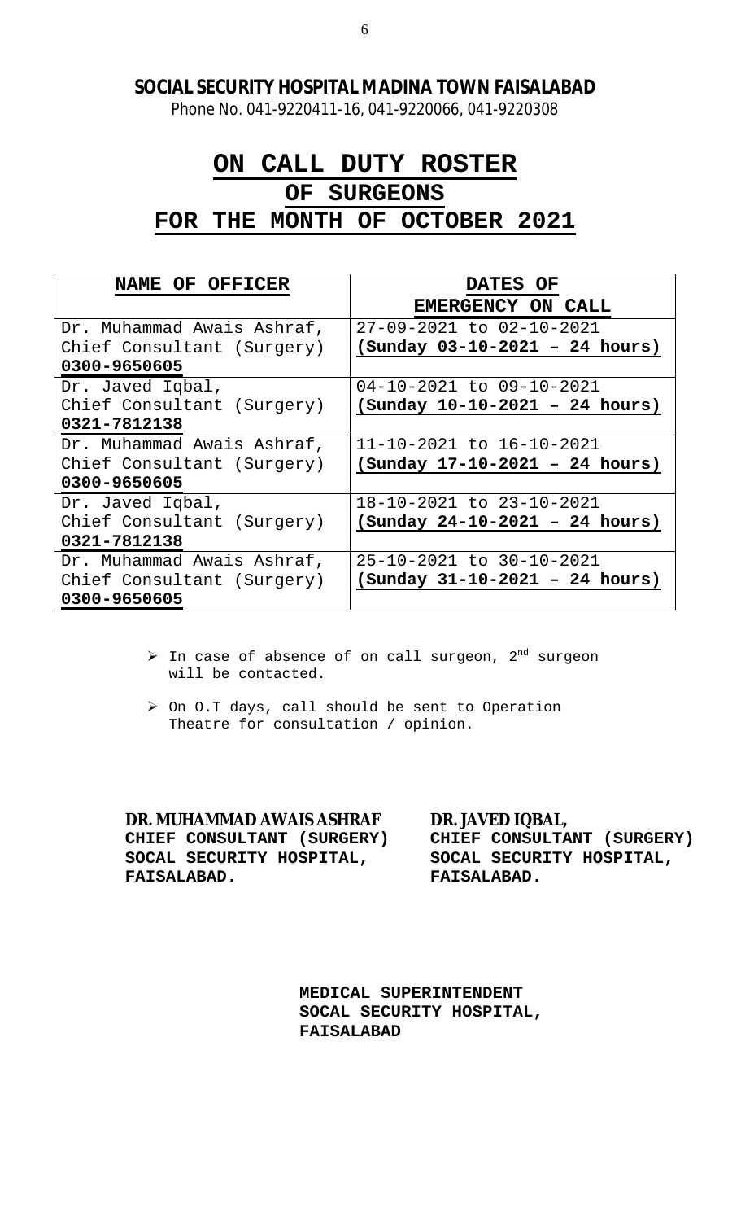**SOCIAL SECURITY HOSPITAL MADINA TOWN FAISALABAD**

Phone No. 041-9220411-16, 041-9220066, 041-9220308

# ON CALL DUTY ROSTER
## OF SURGEONS
## FOR THE MONTH OF OCTOBER 2021

| NAME OF OFFICER | DATES OF EMERGENCY ON CALL |
|---|---|
| Dr. Muhammad Awais Ashraf, Chief Consultant (Surgery) **0300-9650605** | 27-09-2021 to 02-10-2021 **(Sunday 03-10-2021 – 24 hours)** |
| Dr. Javed Iqbal, Chief Consultant (Surgery) **0321-7812138** | 04-10-2021 to 09-10-2021 **(Sunday 10-10-2021 – 24 hours)** |
| Dr. Muhammad Awais Ashraf, Chief Consultant (Surgery) **0300-9650605** | 11-10-2021 to 16-10-2021 **(Sunday 17-10-2021 – 24 hours)** |
| Dr. Javed Iqbal, Chief Consultant (Surgery) **0321-7812138** | 18-10-2021 to 23-10-2021 **(Sunday 24-10-2021 – 24 hours)** |
| Dr. Muhammad Awais Ashraf, Chief Consultant (Surgery) **0300-9650605** | 25-10-2021 to 30-10-2021 **(Sunday 31-10-2021 – 24 hours)** |

- In case of absence of on call surgeon, 2nd surgeon will be contacted.
- On O.T days, call should be sent to Operation Theatre for consultation / opinion.

**DR. MUHAMMAD AWAIS ASHRAF**
**CHIEF CONSULTANT (SURGERY)**
**SOCAL SECURITY HOSPITAL,**
**FAISALABAD.**

**DR. JAVED IQBAL,**
**CHIEF CONSULTANT (SURGERY)**
**SOCAL SECURITY HOSPITAL,**
**FAISALABAD.**

**MEDICAL SUPERINTENDENT**
**SOCAL SECURITY HOSPITAL,**
**FAISALABAD**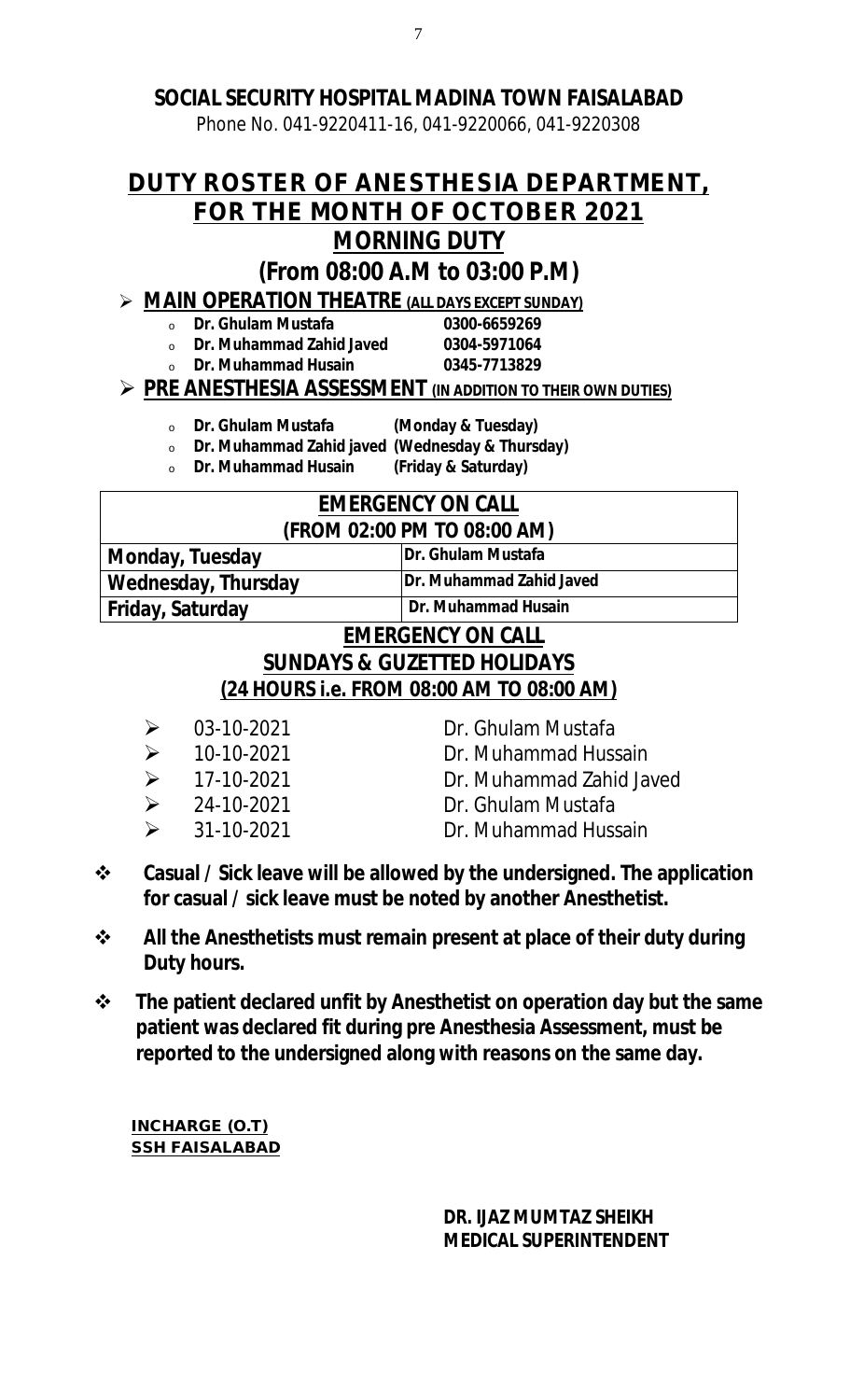**SOCIAL SECURITY HOSPITAL MADINA TOWN FAISALABAD**

Phone No. 041-9220411-16, 041-9220066, 041-9220308

# DUTY ROSTER OF ANESTHESIA DEPARTMENT, FOR THE MONTH OF OCTOBER 2021

## MORNING DUTY

## (From 08:00 A.M to 03:00 P.M)

- **MAIN OPERATION THEATRE (ALL DAYS EXCEPT SUNDAY)**
  - **Dr. Ghulam Mustafa** **0300-6659269**
  - **Dr. Muhammad Zahid Javed** **0304-5971064**
  - **Dr. Muhammad Husain** **0345-7713829**
- **PRE ANESTHESIA ASSESSMENT (IN ADDITION TO THEIR OWN DUTIES)**
  - **Dr. Ghulam Mustafa (Monday & Tuesday)**
  - **Dr. Muhammad Zahid javed (Wednesday & Thursday)**
  - **Dr. Muhammad Husain (Friday & Saturday)**

| EMERGENCY ON CALL (FROM 02:00 PM TO 08:00 AM) | |
|---|---|
| **Monday, Tuesday** | **Dr. Ghulam Mustafa** |
| **Wednesday, Thursday** | **Dr. Muhammad Zahid Javed** |
| **Friday, Saturday** | **Dr. Muhammad Husain** |

**EMERGENCY ON CALL**

**SUNDAYS & GUZETTED HOLIDAYS**

**(24 HOURS i.e. FROM 08:00 AM TO 08:00 AM)**

- 03-10-2021 Dr. Ghulam Mustafa
- 10-10-2021 Dr. Muhammad Hussain
- 17-10-2021 Dr. Muhammad Zahid Javed
- 24-10-2021 Dr. Ghulam Mustafa
- 31-10-2021 Dr. Muhammad Hussain

- **Casual / Sick leave will be allowed by the undersigned. The application for casual / sick leave must be noted by another Anesthetist.**
- **All the Anesthetists must remain present at place of their duty during Duty hours.**
- **The patient declared unfit by Anesthetist on operation day but the same patient was declared fit during pre Anesthesia Assessment, must be reported to the undersigned along with reasons on the same day.**

**INCHARGE (O.T)**
**SSH FAISALABAD**

**DR. IJAZ MUMTAZ SHEIKH**
**MEDICAL SUPERINTENDENT**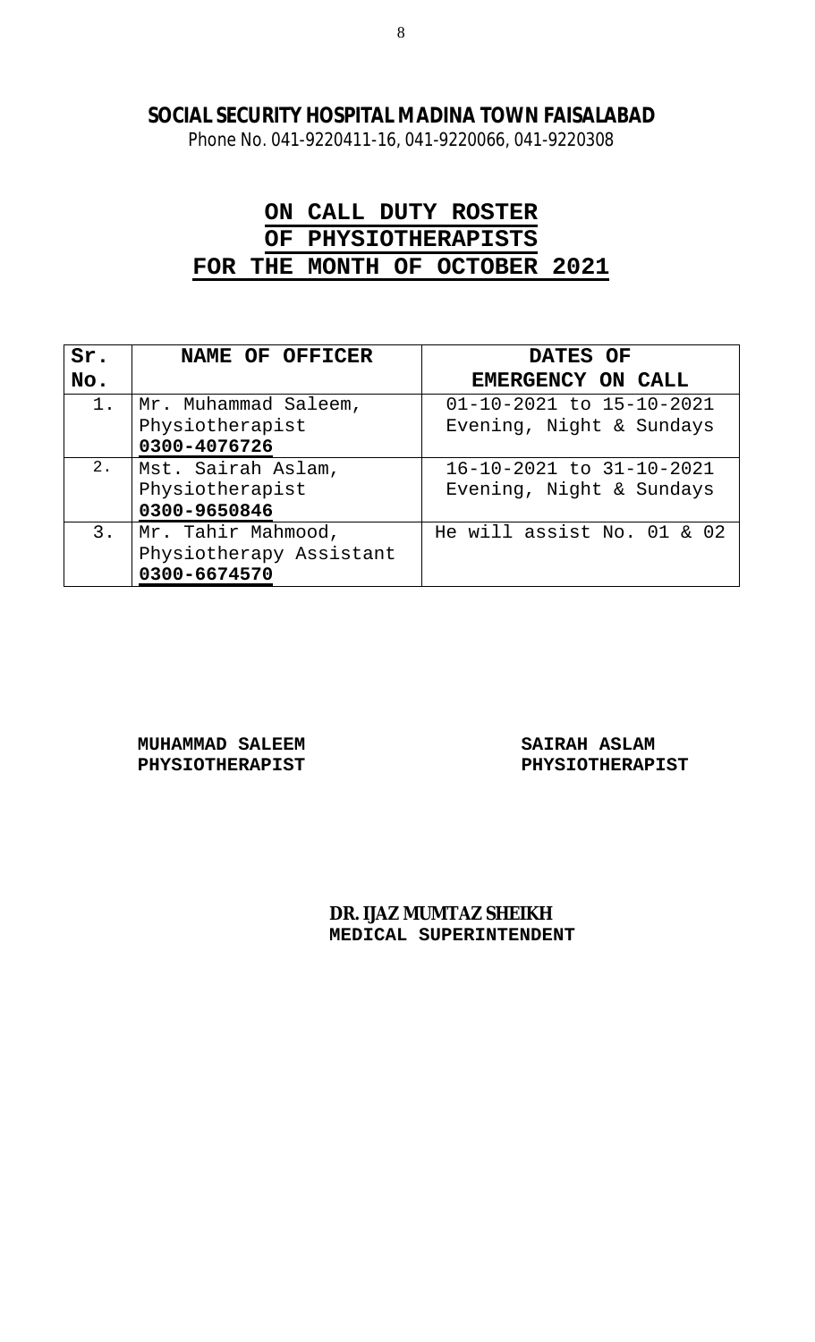**SOCIAL SECURITY HOSPITAL MADINA TOWN FAISALABAD**

Phone No. 041-9220411-16, 041-9220066, 041-9220308

# ON CALL DUTY ROSTER
# OF PHYSIOTHERAPISTS
# FOR THE MONTH OF OCTOBER 2021

| Sr. No. | NAME OF OFFICER | DATES OF EMERGENCY ON CALL |
|---|---|---|
| 1. | Mr. Muhammad Saleem, Physiotherapist **0300-4076726** | 01-10-2021 to 15-10-2021 Evening, Night & Sundays |
| 2. | Mst. Sairah Aslam, Physiotherapist **0300-9650846** | 16-10-2021 to 31-10-2021 Evening, Night & Sundays |
| 3. | Mr. Tahir Mahmood, Physiotherapy Assistant **0300-6674570** | He will assist No. 01 & 02 |

**MUHAMMAD SALEEM**
**PHYSIOTHERAPIST**

**SAIRAH ASLAM**
**PHYSIOTHERAPIST**

**DR. IJAZ MUMTAZ SHEIKH**
**MEDICAL SUPERINTENDENT**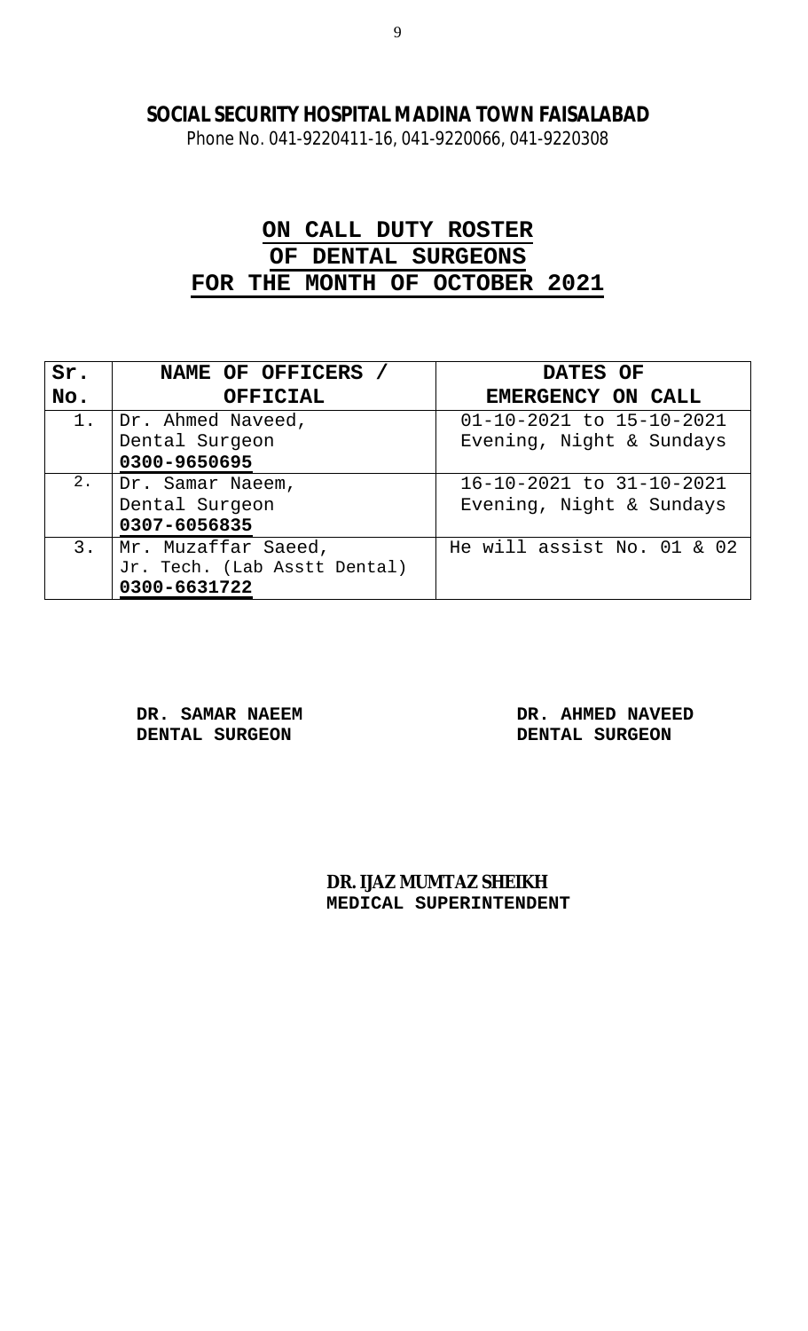**SOCIAL SECURITY HOSPITAL MADINA TOWN FAISALABAD**
Phone No. 041-9220411-16, 041-9220066, 041-9220308

# ON CALL DUTY ROSTER OF DENTAL SURGEONS FOR THE MONTH OF OCTOBER 2021

| Sr. No. | NAME OF OFFICERS / OFFICIAL | DATES OF EMERGENCY ON CALL |
|---|---|---|
| 1. | Dr. Ahmed Naveed,<br>Dental Surgeon<br>**0300-9650695** | 01-10-2021 to 15-10-2021<br>Evening, Night & Sundays |
| 2. | Dr. Samar Naeem,<br>Dental Surgeon<br>**0307-6056835** | 16-10-2021 to 31-10-2021<br>Evening, Night & Sundays |
| 3. | Mr. Muzaffar Saeed,<br>Jr. Tech. (Lab Asstt Dental)<br>**0300-6631722** | He will assist No. 01 & 02 |

**DR. SAMAR NAEEM**
**DENTAL SURGEON**

**DR. AHMED NAVEED**
**DENTAL SURGEON**

**DR. IJAZ MUMTAZ SHEIKH**
**MEDICAL SUPERINTENDENT**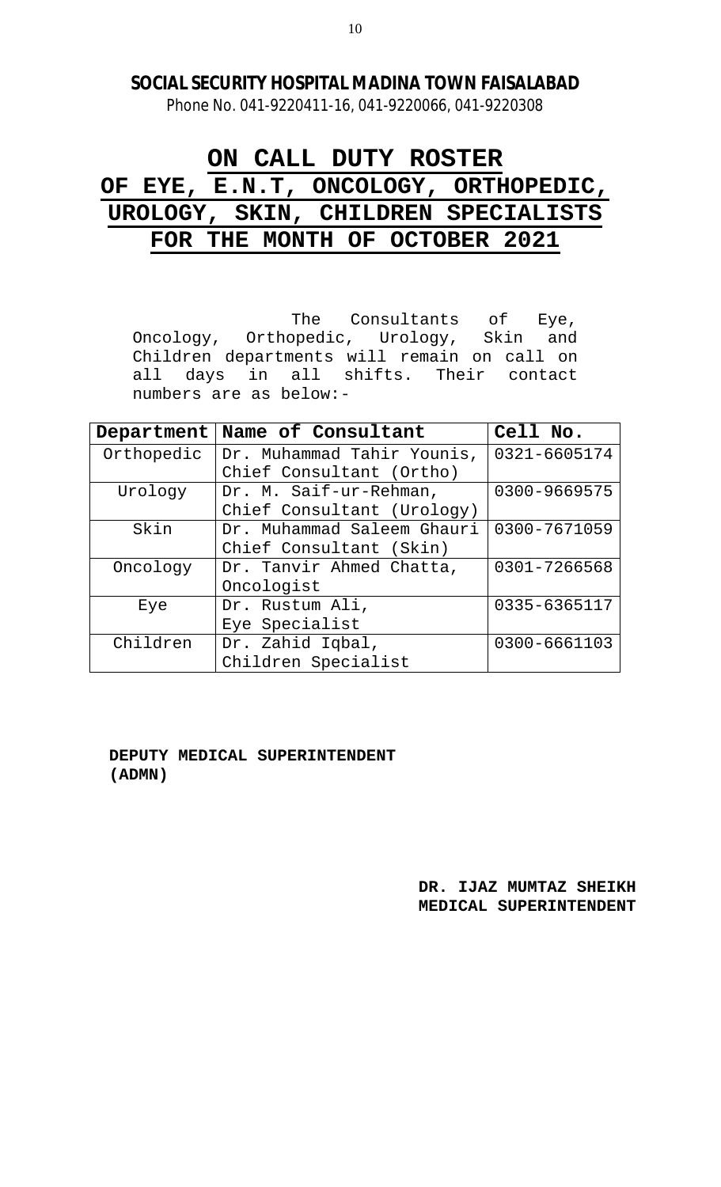**SOCIAL SECURITY HOSPITAL MADINA TOWN FAISALABAD**

Phone No. 041-9220411-16, 041-9220066, 041-9220308

# ON CALL DUTY ROSTER OF EYE, E.N.T, ONCOLOGY, ORTHOPEDIC, UROLOGY, SKIN, CHILDREN SPECIALISTS FOR THE MONTH OF OCTOBER 2021

The Consultants of Eye, Oncology, Orthopedic, Urology, Skin and Children departments will remain on call on all days in all shifts. Their contact numbers are as below:-

| Department | Name of Consultant | Cell No. |
|---|---|---|
| Orthopedic | Dr. Muhammad Tahir Younis, Chief Consultant (Ortho) | 0321-6605174 |
| Urology | Dr. M. Saif-ur-Rehman, Chief Consultant (Urology) | 0300-9669575 |
| Skin | Dr. Muhammad Saleem Ghauri Chief Consultant (Skin) | 0300-7671059 |
| Oncology | Dr. Tanvir Ahmed Chatta, Oncologist | 0301-7266568 |
| Eye | Dr. Rustum Ali, Eye Specialist | 0335-6365117 |
| Children | Dr. Zahid Iqbal, Children Specialist | 0300-6661103 |

**DEPUTY MEDICAL SUPERINTENDENT (ADMN)**

**DR. IJAZ MUMTAZ SHEIKH**
**MEDICAL SUPERINTENDENT**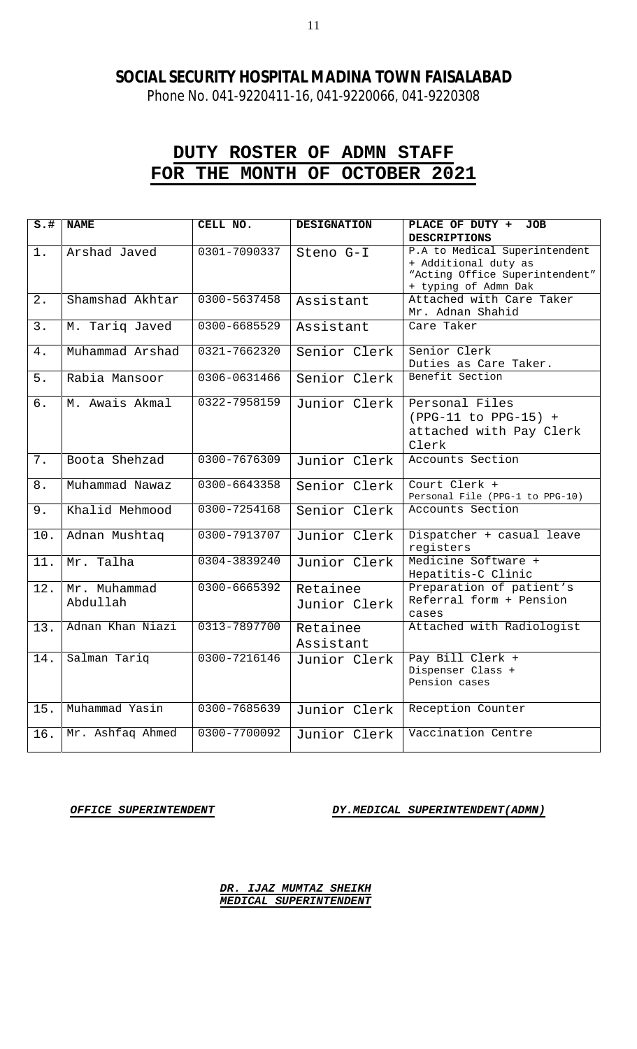# SOCIAL SECURITY HOSPITAL MADINA TOWN FAISALABAD

Phone No. 041-9220411-16, 041-9220066, 041-9220308

## DUTY ROSTER OF ADMN STAFF FOR THE MONTH OF OCTOBER 2021

| S.# | NAME | CELL NO. | DESIGNATION | PLACE OF DUTY + JOB DESCRIPTIONS |
|---|---|---|---|---|
| 1. | Arshad Javed | 0301-7090337 | Steno G-I | P.A to Medical Superintendent + Additional duty as "Acting Office Superintendent" + typing of Admn Dak |
| 2. | Shamshad Akhtar | 0300-5637458 | Assistant | Attached with Care Taker Mr. Adnan Shahid |
| 3. | M. Tariq Javed | 0300-6685529 | Assistant | Care Taker |
| 4. | Muhammad Arshad | 0321-7662320 | Senior Clerk | Senior Clerk Duties as Care Taker. |
| 5. | Rabia Mansoor | 0306-0631466 | Senior Clerk | Benefit Section |
| 6. | M. Awais Akmal | 0322-7958159 | Junior Clerk | Personal Files (PPG-11 to PPG-15) + attached with Pay Clerk Clerk |
| 7. | Boota Shehzad | 0300-7676309 | Junior Clerk | Accounts Section |
| 8. | Muhammad Nawaz | 0300-6643358 | Senior Clerk | Court Clerk + Personal File (PPG-1 to PPG-10) |
| 9. | Khalid Mehmood | 0300-7254168 | Senior Clerk | Accounts Section |
| 10. | Adnan Mushtaq | 0300-7913707 | Junior Clerk | Dispatcher + casual leave registers |
| 11. | Mr. Talha | 0304-3839240 | Junior Clerk | Medicine Software + Hepatitis-C Clinic |
| 12. | Mr. Muhammad Abdullah | 0300-6665392 | Retainee Junior Clerk | Preparation of patient's Referral form + Pension cases |
| 13. | Adnan Khan Niazi | 0313-7897700 | Retainee Assistant | Attached with Radiologist |
| 14. | Salman Tariq | 0300-7216146 | Junior Clerk | Pay Bill Clerk + Dispenser Class + Pension cases |
| 15. | Muhammad Yasin | 0300-7685639 | Junior Clerk | Reception Counter |
| 16. | Mr. Ashfaq Ahmed | 0300-7700092 | Junior Clerk | Vaccination Centre |

***OFFICE SUPERINTENDENT*** ***DY.MEDICAL SUPERINTENDENT(ADMN)***

***DR. IJAZ MUMTAZ SHEIKH***
***MEDICAL SUPERINTENDENT***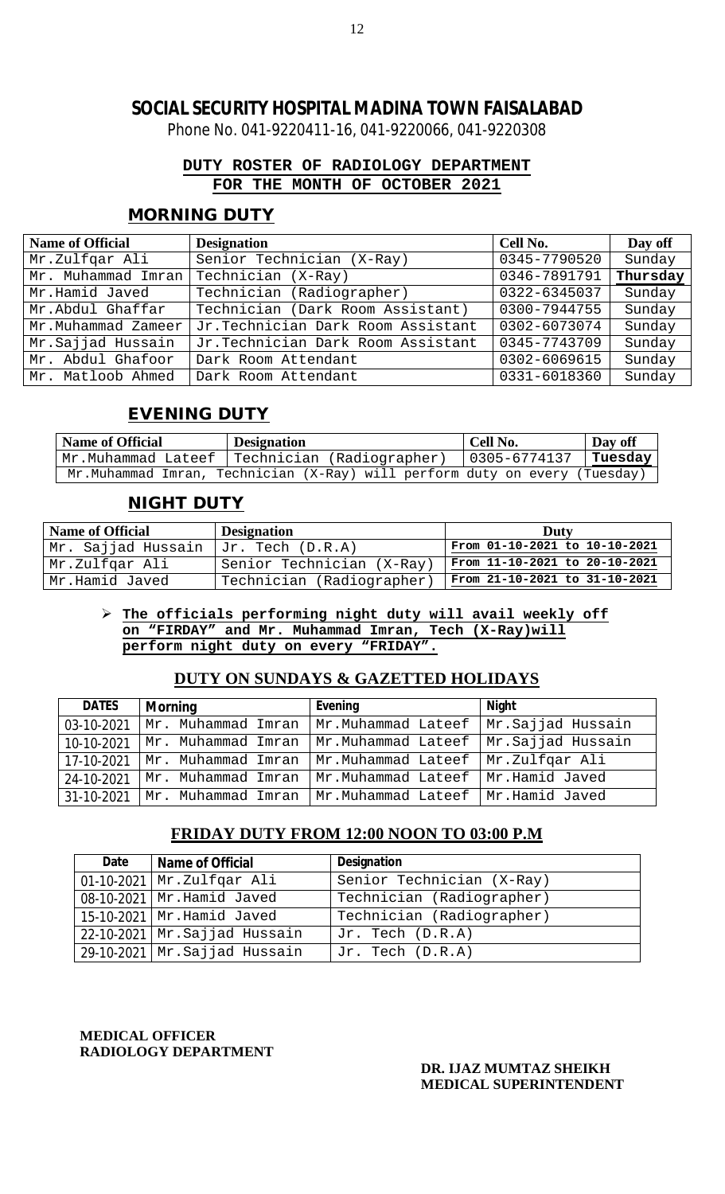# SOCIAL SECURITY HOSPITAL MADINA TOWN FAISALABAD

Phone No. 041-9220411-16, 041-9220066, 041-9220308

**DUTY ROSTER OF RADIOLOGY DEPARTMENT**
**FOR THE MONTH OF OCTOBER 2021**

## MORNING DUTY

| Name of Official | Designation | Cell No. | Day off |
|---|---|---|---|
| Mr.Zulfqar Ali | Senior Technician (X-Ray) | 0345-7790520 | Sunday |
| Mr. Muhammad Imran | Technician (X-Ray) | 0346-7891791 | **Thursday** |
| Mr.Hamid Javed | Technician (Radiographer) | 0322-6345037 | Sunday |
| Mr.Abdul Ghaffar | Technician (Dark Room Assistant) | 0300-7944755 | Sunday |
| Mr.Muhammad Zameer | Jr.Technician Dark Room Assistant | 0302-6073074 | Sunday |
| Mr.Sajjad Hussain | Jr.Technician Dark Room Assistant | 0345-7743709 | Sunday |
| Mr. Abdul Ghafoor | Dark Room Attendant | 0302-6069615 | Sunday |
| Mr. Matloob Ahmed | Dark Room Attendant | 0331-6018360 | Sunday |

## EVENING DUTY

| Name of Official | Designation | Cell No. | Day off |
|---|---|---|---|
| Mr.Muhammad Lateef | Technician (Radiographer) | 0305-6774137 | **Tuesday** |
| Mr.Muhammad Imran, Technician (X-Ray) will perform duty on every (Tuesday) | | | |

## NIGHT DUTY

| Name of Official | Designation | Duty |
|---|---|---|
| Mr. Sajjad Hussain | Jr. Tech (D.R.A) | From 01-10-2021 to 10-10-2021 |
| Mr.Zulfqar Ali | Senior Technician (X-Ray) | From 11-10-2021 to 20-10-2021 |
| Mr.Hamid Javed | Technician (Radiographer) | From 21-10-2021 to 31-10-2021 |

- **The officials performing night duty will avail weekly off on "FIRDAY" and Mr. Muhammad Imran, Tech (X-Ray)will perform night duty on every "FRIDAY".**

## DUTY ON SUNDAYS & GAZETTED HOLIDAYS

| DATES | Morning | Evening | Night |
|---|---|---|---|
| 03-10-2021 | Mr. Muhammad Imran | Mr.Muhammad Lateef | Mr.Sajjad Hussain |
| 10-10-2021 | Mr. Muhammad Imran | Mr.Muhammad Lateef | Mr.Sajjad Hussain |
| 17-10-2021 | Mr. Muhammad Imran | Mr.Muhammad Lateef | Mr.Zulfqar Ali |
| 24-10-2021 | Mr. Muhammad Imran | Mr.Muhammad Lateef | Mr.Hamid Javed |
| 31-10-2021 | Mr. Muhammad Imran | Mr.Muhammad Lateef | Mr.Hamid Javed |

## FRIDAY DUTY FROM 12:00 NOON TO 03:00 P.M

| Date | Name of Official | Designation |
|---|---|---|
| 01-10-2021 | Mr.Zulfqar Ali | Senior Technician (X-Ray) |
| 08-10-2021 | Mr.Hamid Javed | Technician (Radiographer) |
| 15-10-2021 | Mr.Hamid Javed | Technician (Radiographer) |
| 22-10-2021 | Mr.Sajjad Hussain | Jr. Tech (D.R.A) |
| 29-10-2021 | Mr.Sajjad Hussain | Jr. Tech (D.R.A) |

**MEDICAL OFFICER**
**RADIOLOGY DEPARTMENT**

**DR. IJAZ MUMTAZ SHEIKH**
**MEDICAL SUPERINTENDENT**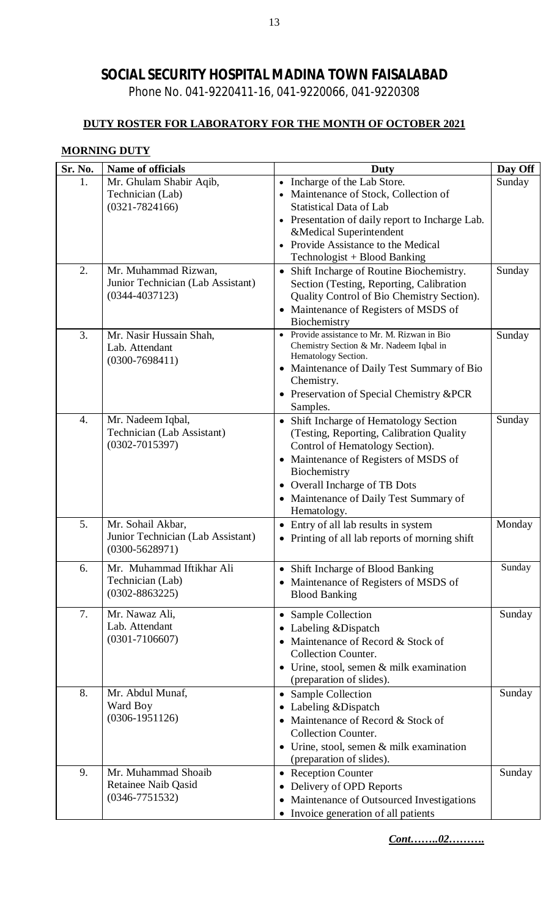# SOCIAL SECURITY HOSPITAL MADINA TOWN FAISALABAD

Phone No. 041-9220411-16, 041-9220066, 041-9220308

**DUTY ROSTER FOR LABORATORY FOR THE MONTH OF OCTOBER 2021**

**MORNING DUTY**

| Sr. No. | Name of officials | Duty | Day Off |
|---|---|---|---|
| 1. | Mr. Ghulam Shabir Aqib,<br>Technician (Lab)<br>(0321-7824166) | • Incharge of the Lab Store.<br>• Maintenance of Stock, Collection of Statistical Data of Lab<br>• Presentation of daily report to Incharge Lab. &Medical Superintendent<br>• Provide Assistance to the Medical Technologist + Blood Banking | Sunday |
| 2. | Mr. Muhammad Rizwan,<br>Junior Technician (Lab Assistant)<br>(0344-4037123) | • Shift Incharge of Routine Biochemistry. Section (Testing, Reporting, Calibration Quality Control of Bio Chemistry Section).<br>• Maintenance of Registers of MSDS of Biochemistry | Sunday |
| 3. | Mr. Nasir Hussain Shah,<br>Lab. Attendant<br>(0300-7698411) | • Provide assistance to Mr. M. Rizwan in Bio Chemistry Section & Mr. Nadeem Iqbal in Hematology Section.<br>• Maintenance of Daily Test Summary of Bio Chemistry.<br>• Preservation of Special Chemistry &PCR Samples. | Sunday |
| 4. | Mr. Nadeem Iqbal,<br>Technician (Lab Assistant)<br>(0302-7015397) | • Shift Incharge of Hematology Section (Testing, Reporting, Calibration Quality Control of Hematology Section).<br>• Maintenance of Registers of MSDS of Biochemistry<br>• Overall Incharge of TB Dots<br>• Maintenance of Daily Test Summary of Hematology. | Sunday |
| 5. | Mr. Sohail Akbar,<br>Junior Technician (Lab Assistant)<br>(0300-5628971) | • Entry of all lab results in system<br>• Printing of all lab reports of morning shift | Monday |
| 6. | Mr. Muhammad Iftikhar Ali<br>Technician (Lab)<br>(0302-8863225) | • Shift Incharge of Blood Banking<br>• Maintenance of Registers of MSDS of Blood Banking | Sunday |
| 7. | Mr. Nawaz Ali,<br>Lab. Attendant<br>(0301-7106607) | • Sample Collection<br>• Labeling &Dispatch<br>• Maintenance of Record & Stock of Collection Counter.<br>• Urine, stool, semen & milk examination (preparation of slides). | Sunday |
| 8. | Mr. Abdul Munaf,<br>Ward Boy<br>(0306-1951126) | • Sample Collection<br>• Labeling &Dispatch<br>• Maintenance of Record & Stock of Collection Counter.<br>• Urine, stool, semen & milk examination (preparation of slides). | Sunday |
| 9. | Mr. Muhammad Shoaib<br>Retainee Naib Qasid<br>(0346-7751532) | • Reception Counter<br>• Delivery of OPD Reports<br>• Maintenance of Outsourced Investigations<br>• Invoice generation of all patients | Sunday |

***Cont……..02……….***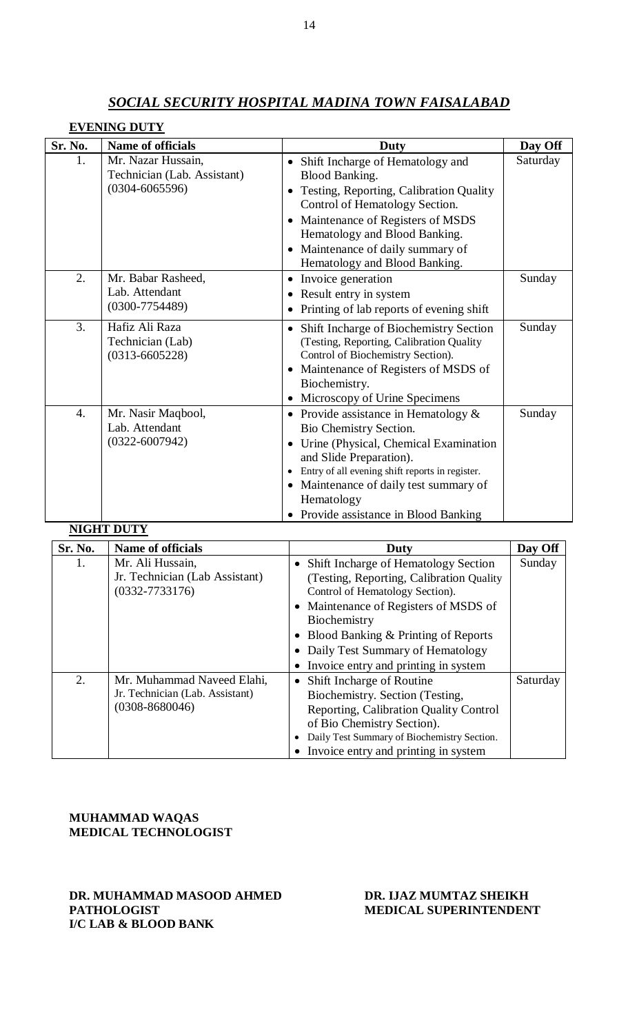## *SOCIAL SECURITY HOSPITAL MADINA TOWN FAISALABAD*

**EVENING DUTY**

| Sr. No. | Name of officials | Duty | Day Off |
|---|---|---|---|
| 1. | Mr. Nazar Hussain, Technician (Lab. Assistant) (0304-6065596) | • Shift Incharge of Hematology and Blood Banking.<br>• Testing, Reporting, Calibration Quality Control of Hematology Section.<br>• Maintenance of Registers of MSDS Hematology and Blood Banking.<br>• Maintenance of daily summary of Hematology and Blood Banking. | Saturday |
| 2. | Mr. Babar Rasheed, Lab. Attendant (0300-7754489) | • Invoice generation<br>• Result entry in system<br>• Printing of lab reports of evening shift | Sunday |
| 3. | Hafiz Ali Raza Technician (Lab) (0313-6605228) | • Shift Incharge of Biochemistry Section (Testing, Reporting, Calibration Quality Control of Biochemistry Section).<br>• Maintenance of Registers of MSDS of Biochemistry.<br>• Microscopy of Urine Specimens | Sunday |
| 4. | Mr. Nasir Maqbool, Lab. Attendant (0322-6007942) | • Provide assistance in Hematology & Bio Chemistry Section.<br>• Urine (Physical, Chemical Examination and Slide Preparation).<br>• Entry of all evening shift reports in register.<br>• Maintenance of daily test summary of Hematology<br>• Provide assistance in Blood Banking | Sunday |

**NIGHT DUTY**

| Sr. No. | Name of officials | Duty | Day Off |
|---|---|---|---|
| 1. | Mr. Ali Hussain, Jr. Technician (Lab Assistant) (0332-7733176) | • Shift Incharge of Hematology Section (Testing, Reporting, Calibration Quality Control of Hematology Section).<br>• Maintenance of Registers of MSDS of Biochemistry<br>• Blood Banking & Printing of Reports<br>• Daily Test Summary of Hematology<br>• Invoice entry and printing in system | Sunday |
| 2. | Mr. Muhammad Naveed Elahi, Jr. Technician (Lab. Assistant) (0308-8680046) | • Shift Incharge of Routine Biochemistry. Section (Testing, Reporting, Calibration Quality Control of Bio Chemistry Section).<br>• Daily Test Summary of Biochemistry Section.<br>• Invoice entry and printing in system | Saturday |

**MUHAMMAD WAQAS**
**MEDICAL TECHNOLOGIST**

**DR. MUHAMMAD MASOOD AHMED**
**PATHOLOGIST**
**I/C LAB & BLOOD BANK**

**DR. IJAZ MUMTAZ SHEIKH**
**MEDICAL SUPERINTENDENT**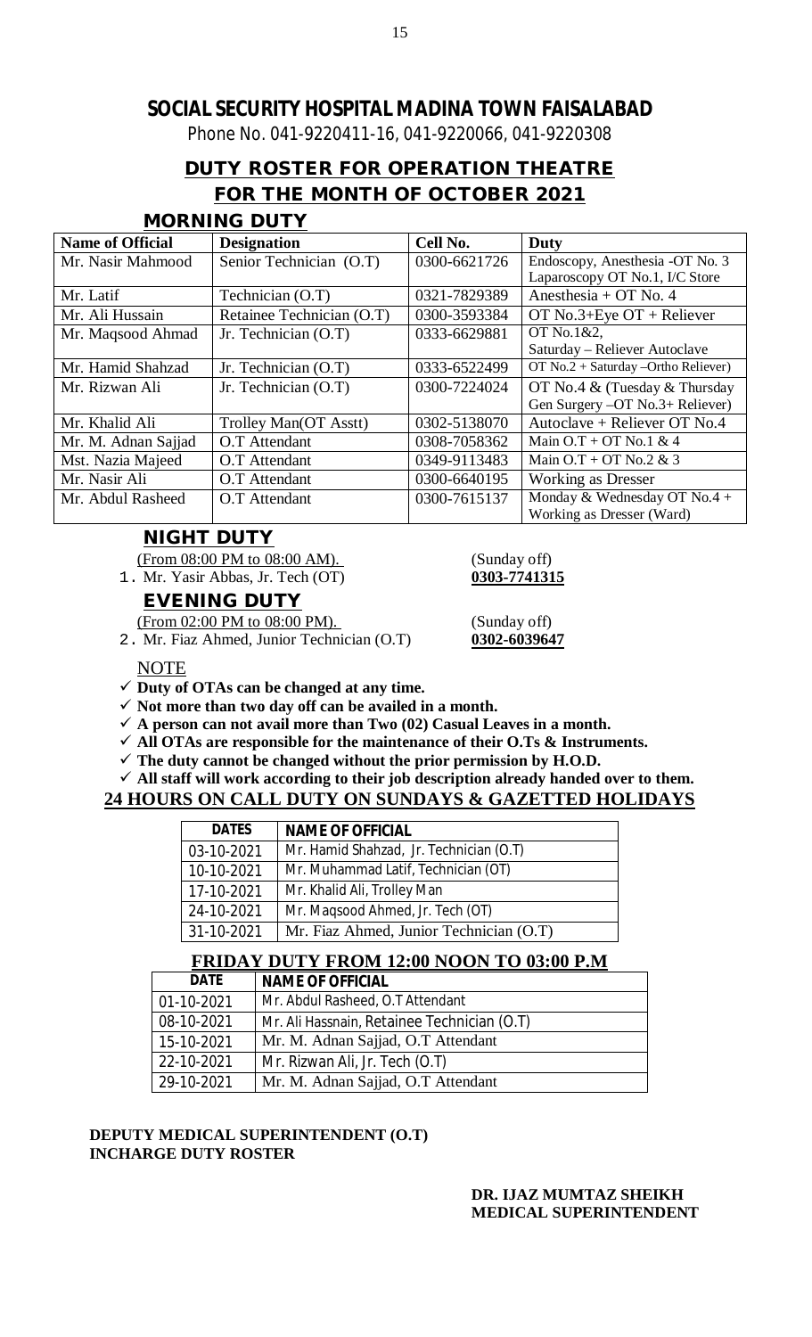# SOCIAL SECURITY HOSPITAL MADINA TOWN FAISALABAD

Phone No. 041-9220411-16, 041-9220066, 041-9220308

## DUTY ROSTER FOR OPERATION THEATRE
## FOR THE MONTH OF OCTOBER 2021

### MORNING DUTY

| Name of Official | Designation | Cell No. | Duty |
|---|---|---|---|
| Mr. Nasir Mahmood | Senior Technician (O.T) | 0300-6621726 | Endoscopy, Anesthesia -OT No. 3 Laparoscopy OT No.1, I/C Store |
| Mr. Latif | Technician (O.T) | 0321-7829389 | Anesthesia + OT No. 4 |
| Mr. Ali Hussain | Retainee Technician (O.T) | 0300-3593384 | OT No.3+Eye OT + Reliever |
| Mr. Maqsood Ahmad | Jr. Technician (O.T) | 0333-6629881 | OT No.1&2, Saturday – Reliever Autoclave |
| Mr. Hamid Shahzad | Jr. Technician (O.T) | 0333-6522499 | OT No.2 + Saturday –Ortho Reliever) |
| Mr. Rizwan Ali | Jr. Technician (O.T) | 0300-7224024 | OT No.4 & (Tuesday & Thursday Gen Surgery –OT No.3+ Reliever) |
| Mr. Khalid Ali | Trolley Man(OT Asstt) | 0302-5138070 | Autoclave + Reliever OT No.4 |
| Mr. M. Adnan Sajjad | O.T Attendant | 0308-7058362 | Main O.T + OT No.1 & 4 |
| Mst. Nazia Majeed | O.T Attendant | 0349-9113483 | Main O.T + OT No.2 & 3 |
| Mr. Nasir Ali | O.T Attendant | 0300-6640195 | Working as Dresser |
| Mr. Abdul Rasheed | O.T Attendant | 0300-7615137 | Monday & Wednesday OT No.4 + Working as Dresser (Ward) |

### NIGHT DUTY

(From 08:00 PM to 08:00 AM). (Sunday off)

1. Mr. Yasir Abbas, Jr. Tech (OT) **0303-7741315**

### EVENING DUTY

(From 02:00 PM to 08:00 PM). (Sunday off)

2. Mr. Fiaz Ahmed, Junior Technician (O.T) **0302-6039647**

NOTE

- ✓ **Duty of OTAs can be changed at any time.**
- ✓ **Not more than two day off can be availed in a month.**
- ✓ **A person can not avail more than Two (02) Casual Leaves in a month.**
- ✓ **All OTAs are responsible for the maintenance of their O.Ts & Instruments.**
- ✓ **The duty cannot be changed without the prior permission by H.O.D.**
- ✓ **All staff will work according to their job description already handed over to them.**

### 24 HOURS ON CALL DUTY ON SUNDAYS & GAZETTED HOLIDAYS

| DATES | NAME OF OFFICIAL |
|---|---|
| 03-10-2021 | Mr. Hamid Shahzad, Jr. Technician (O.T) |
| 10-10-2021 | Mr. Muhammad Latif, Technician (OT) |
| 17-10-2021 | Mr. Khalid Ali, Trolley Man |
| 24-10-2021 | Mr. Maqsood Ahmed, Jr. Tech (OT) |
| 31-10-2021 | Mr. Fiaz Ahmed, Junior Technician (O.T) |

### FRIDAY DUTY FROM 12:00 NOON TO 03:00 P.M

| DATE | NAME OF OFFICIAL |
|---|---|
| 01-10-2021 | Mr. Abdul Rasheed, O.T Attendant |
| 08-10-2021 | Mr. Ali Hassnain, Retainee Technician (O.T) |
| 15-10-2021 | Mr. M. Adnan Sajjad, O.T Attendant |
| 22-10-2021 | Mr. Rizwan Ali, Jr. Tech (O.T) |
| 29-10-2021 | Mr. M. Adnan Sajjad, O.T Attendant |

**DEPUTY MEDICAL SUPERINTENDENT (O.T)**
**INCHARGE DUTY ROSTER**

**DR. IJAZ MUMTAZ SHEIKH**
**MEDICAL SUPERINTENDENT**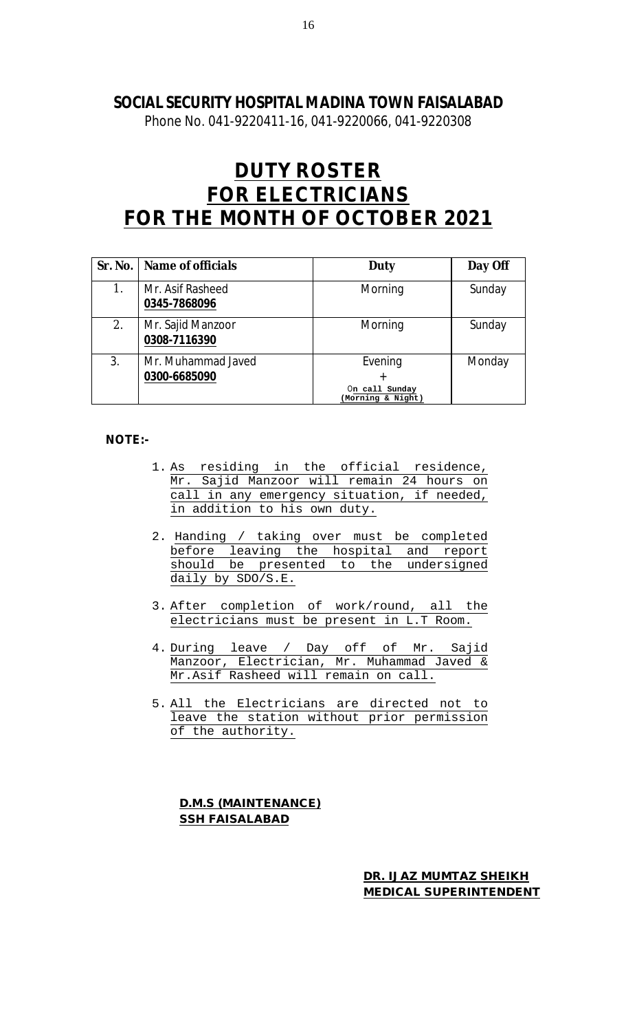**SOCIAL SECURITY HOSPITAL MADINA TOWN FAISALABAD**

Phone No. 041-9220411-16, 041-9220066, 041-9220308

# DUTY ROSTER
# FOR ELECTRICIANS
# FOR THE MONTH OF OCTOBER 2021

| Sr. No. | Name of officials | Duty | Day Off |
|---|---|---|---|
| 1. | Mr. Asif Rasheed **0345-7868096** | Morning | Sunday |
| 2. | Mr. Sajid Manzoor **0308-7116390** | Morning | Sunday |
| 3. | Mr. Muhammad Javed **0300-6685090** | Evening + On call Sunday (Morning & Night) | Monday |

**NOTE:-**

1. As residing in the official residence, Mr. Sajid Manzoor will remain 24 hours on call in any emergency situation, if needed, in addition to his own duty.
2. Handing / taking over must be completed before leaving the hospital and report should be presented to the undersigned daily by SDO/S.E.
3. After completion of work/round, all the electricians must be present in L.T Room.
4. During leave / Day off of Mr. Sajid Manzoor, Electrician, Mr. Muhammad Javed & Mr.Asif Rasheed will remain on call.
5. All the Electricians are directed not to leave the station without prior permission of the authority.

**D.M.S (MAINTENANCE)**
**SSH FAISALABAD**

**DR. IJAZ MUMTAZ SHEIKH**
**MEDICAL SUPERINTENDENT**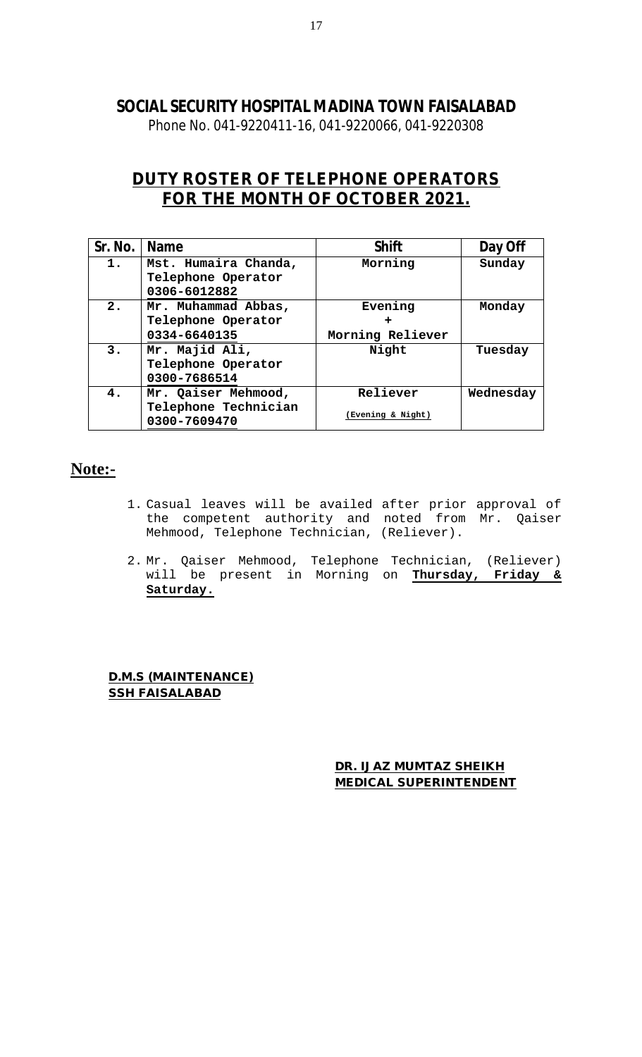## SOCIAL SECURITY HOSPITAL MADINA TOWN FAISALABAD

Phone No. 041-9220411-16, 041-9220066, 041-9220308

## DUTY ROSTER OF TELEPHONE OPERATORS FOR THE MONTH OF OCTOBER 2021.

| Sr. No. | Name | Shift | Day Off |
|---|---|---|---|
| 1. | Mst. Humaira Chanda, Telephone Operator 0306-6012882 | Morning | Sunday |
| 2. | Mr. Muhammad Abbas, Telephone Operator 0334-6640135 | Evening + Morning Reliever | Monday |
| 3. | Mr. Majid Ali, Telephone Operator 0300-7686514 | Night | Tuesday |
| 4. | Mr. Qaiser Mehmood, Telephone Technician 0300-7609470 | Reliever (Evening & Night) | Wednesday |

**Note:-**

1. Casual leaves will be availed after prior approval of the competent authority and noted from Mr. Qaiser Mehmood, Telephone Technician, (Reliever).

2. Mr. Qaiser Mehmood, Telephone Technician, (Reliever) will be present in Morning on **Thursday, Friday & Saturday.**

**D.M.S (MAINTENANCE)**
**SSH FAISALABAD**

**DR. IJAZ MUMTAZ SHEIKH**
**MEDICAL SUPERINTENDENT**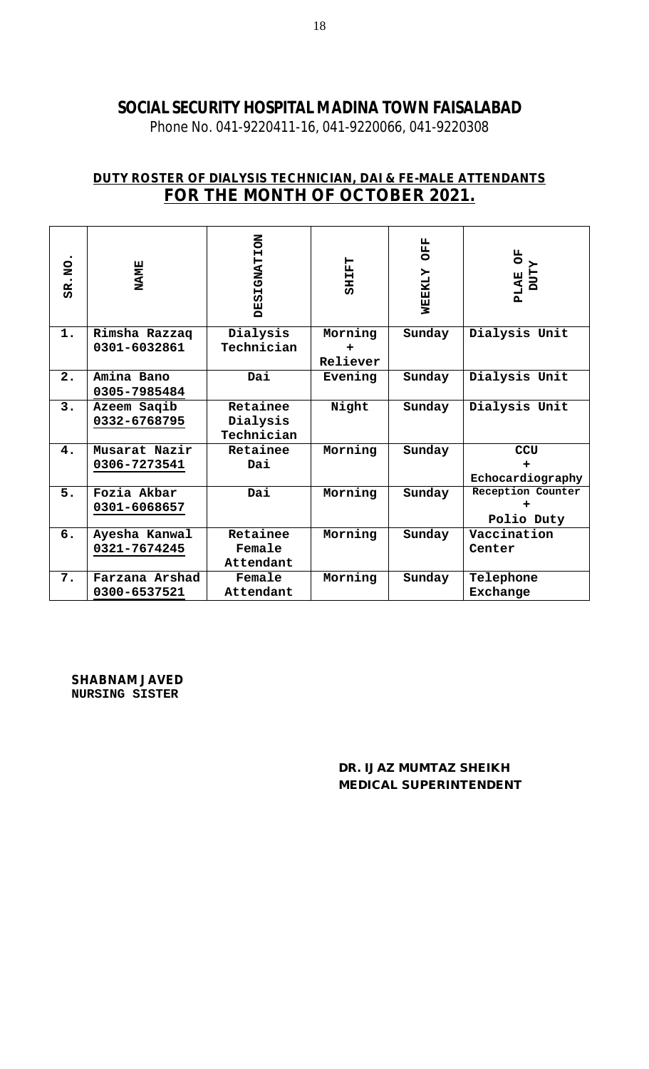# SOCIAL SECURITY HOSPITAL MADINA TOWN FAISALABAD

Phone No. 041-9220411-16, 041-9220066, 041-9220308

## DUTY ROSTER OF DIALYSIS TECHNICIAN, DAI & FE-MALE ATTENDANTS
## FOR THE MONTH OF OCTOBER 2021.

| SR. NO. | NAME | DESIGNATION | SHIFT | WEEKLY OFF | PLAE OF DUTY |
|---|---|---|---|---|---|
| 1. | Rimsha Razzaq 0301-6032861 | Dialysis Technician | Morning + Reliever | Sunday | Dialysis Unit |
| 2. | Amina Bano 0305-7985484 | Dai | Evening | Sunday | Dialysis Unit |
| 3. | Azeem Saqib 0332-6768795 | Retainee Dialysis Technician | Night | Sunday | Dialysis Unit |
| 4. | Musarat Nazir 0306-7273541 | Retainee Dai | Morning | Sunday | CCU + Echocardiography |
| 5. | Fozia Akbar 0301-6068657 | Dai | Morning | Sunday | Reception Counter + Polio Duty |
| 6. | Ayesha Kanwal 0321-7674245 | Retainee Female Attendant | Morning | Sunday | Vaccination Center |
| 7. | Farzana Arshad 0300-6537521 | Female Attendant | Morning | Sunday | Telephone Exchange |

**SHABNAM JAVED**
**NURSING SISTER**

**DR. IJAZ MUMTAZ SHEIKH**
**MEDICAL SUPERINTENDENT**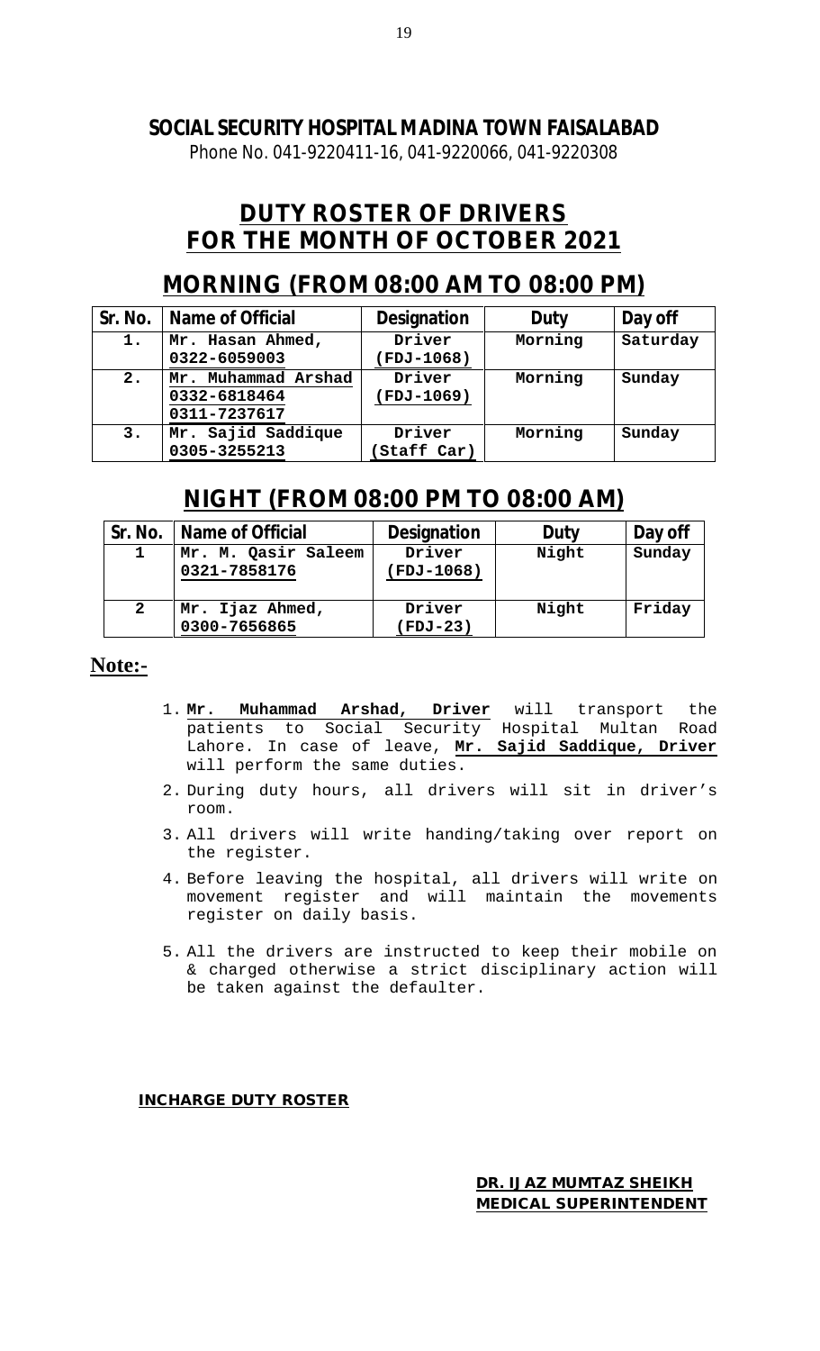# SOCIAL SECURITY HOSPITAL MADINA TOWN FAISALABAD

Phone No. 041-9220411-16, 041-9220066, 041-9220308

## DUTY ROSTER OF DRIVERS
## FOR THE MONTH OF OCTOBER 2021

## MORNING (FROM 08:00 AM TO 08:00 PM)

| Sr. No. | Name of Official | Designation | Duty | Day off |
|---|---|---|---|---|
| 1. | Mr. Hasan Ahmed, 0322-6059003 | Driver (FDJ-1068) | Morning | Saturday |
| 2. | Mr. Muhammad Arshad 0332-6818464 0311-7237617 | Driver (FDJ-1069) | Morning | Sunday |
| 3. | Mr. Sajid Saddique 0305-3255213 | Driver (Staff Car) | Morning | Sunday |

## NIGHT (FROM 08:00 PM TO 08:00 AM)

| Sr. No. | Name of Official | Designation | Duty | Day off |
|---|---|---|---|---|
| 1 | Mr. M. Qasir Saleem 0321-7858176 | Driver (FDJ-1068) | Night | Sunday |
| 2 | Mr. Ijaz Ahmed, 0300-7656865 | Driver (FDJ-23) | Night | Friday |

**Note:-**

1. **Mr. Muhammad Arshad, Driver** will transport the patients to Social Security Hospital Multan Road Lahore. In case of leave, **Mr. Sajid Saddique, Driver** will perform the same duties.
2. During duty hours, all drivers will sit in driver's room.
3. All drivers will write handing/taking over report on the register.
4. Before leaving the hospital, all drivers will write on movement register and will maintain the movements register on daily basis.
5. All the drivers are instructed to keep their mobile on & charged otherwise a strict disciplinary action will be taken against the defaulter.

**INCHARGE DUTY ROSTER**

**DR. IJAZ MUMTAZ SHEIKH**
**MEDICAL SUPERINTENDENT**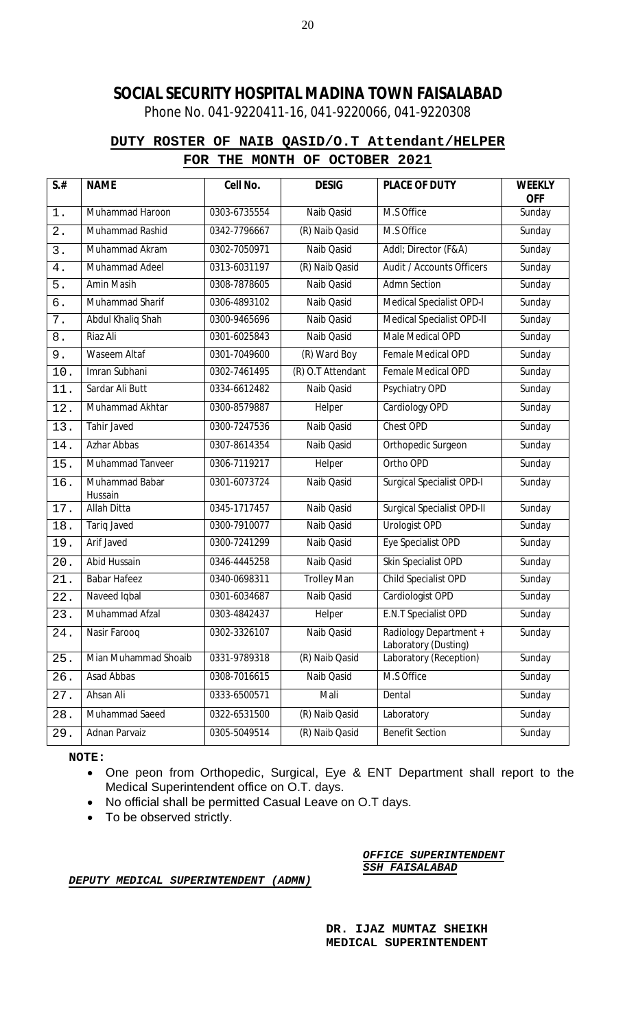# SOCIAL SECURITY HOSPITAL MADINA TOWN FAISALABAD

Phone No. 041-9220411-16, 041-9220066, 041-9220308

## DUTY ROSTER OF NAIB QASID/O.T Attendant/HELPER FOR THE MONTH OF OCTOBER 2021

| S.# | NAME | Cell No. | DESIG | PLACE OF DUTY | WEEKLY OFF |
|---|---|---|---|---|---|
| 1. | Muhammad Haroon | 0303-6735554 | Naib Qasid | M.S Office | Sunday |
| 2. | Muhammad Rashid | 0342-7796667 | (R) Naib Qasid | M.S Office | Sunday |
| 3. | Muhammad Akram | 0302-7050971 | Naib Qasid | Addl; Director (F&A) | Sunday |
| 4. | Muhammad Adeel | 0313-6031197 | (R) Naib Qasid | Audit / Accounts Officers | Sunday |
| 5. | Amin Masih | 0308-7878605 | Naib Qasid | Admn Section | Sunday |
| 6. | Muhammad Sharif | 0306-4893102 | Naib Qasid | Medical Specialist OPD-I | Sunday |
| 7. | Abdul Khaliq Shah | 0300-9465696 | Naib Qasid | Medical Specialist OPD-II | Sunday |
| 8. | Riaz Ali | 0301-6025843 | Naib Qasid | Male Medical OPD | Sunday |
| 9. | Waseem Altaf | 0301-7049600 | (R) Ward Boy | Female Medical OPD | Sunday |
| 10. | Imran Subhani | 0302-7461495 | (R) O.T Attendant | Female Medical OPD | Sunday |
| 11. | Sardar Ali Butt | 0334-6612482 | Naib Qasid | Psychiatry OPD | Sunday |
| 12. | Muhammad Akhtar | 0300-8579887 | Helper | Cardiology OPD | Sunday |
| 13. | Tahir Javed | 0300-7247536 | Naib Qasid | Chest OPD | Sunday |
| 14. | Azhar Abbas | 0307-8614354 | Naib Qasid | Orthopedic Surgeon | Sunday |
| 15. | Muhammad Tanveer | 0306-7119217 | Helper | Ortho OPD | Sunday |
| 16. | Muhammad Babar Hussain | 0301-6073724 | Naib Qasid | Surgical Specialist OPD-I | Sunday |
| 17. | Allah Ditta | 0345-1717457 | Naib Qasid | Surgical Specialist OPD-II | Sunday |
| 18. | Tariq Javed | 0300-7910077 | Naib Qasid | Urologist OPD | Sunday |
| 19. | Arif Javed | 0300-7241299 | Naib Qasid | Eye Specialist OPD | Sunday |
| 20. | Abid Hussain | 0346-4445258 | Naib Qasid | Skin Specialist OPD | Sunday |
| 21. | Babar Hafeez | 0340-0698311 | Trolley Man | Child Specialist OPD | Sunday |
| 22. | Naveed Iqbal | 0301-6034687 | Naib Qasid | Cardiologist OPD | Sunday |
| 23. | Muhammad Afzal | 0303-4842437 | Helper | E.N.T Specialist OPD | Sunday |
| 24. | Nasir Farooq | 0302-3326107 | Naib Qasid | Radiology Department + Laboratory (Dusting) | Sunday |
| 25. | Mian Muhammad Shoaib | 0331-9789318 | (R) Naib Qasid | Laboratory (Reception) | Sunday |
| 26. | Asad Abbas | 0308-7016615 | Naib Qasid | M.S Office | Sunday |
| 27. | Ahsan Ali | 0333-6500571 | Mali | Dental | Sunday |
| 28. | Muhammad Saeed | 0322-6531500 | (R) Naib Qasid | Laboratory | Sunday |
| 29. | Adnan Parvaiz | 0305-5049514 | (R) Naib Qasid | Benefit Section | Sunday |

**NOTE:**

- One peon from Orthopedic, Surgical, Eye & ENT Department shall report to the Medical Superintendent office on O.T. days.
- No official shall be permitted Casual Leave on O.T days.
- To be observed strictly.

***OFFICE SUPERINTENDENT***
***SSH FAISALABAD***

***DEPUTY MEDICAL SUPERINTENDENT (ADMN)***

**DR. IJAZ MUMTAZ SHEIKH**
**MEDICAL SUPERINTENDENT**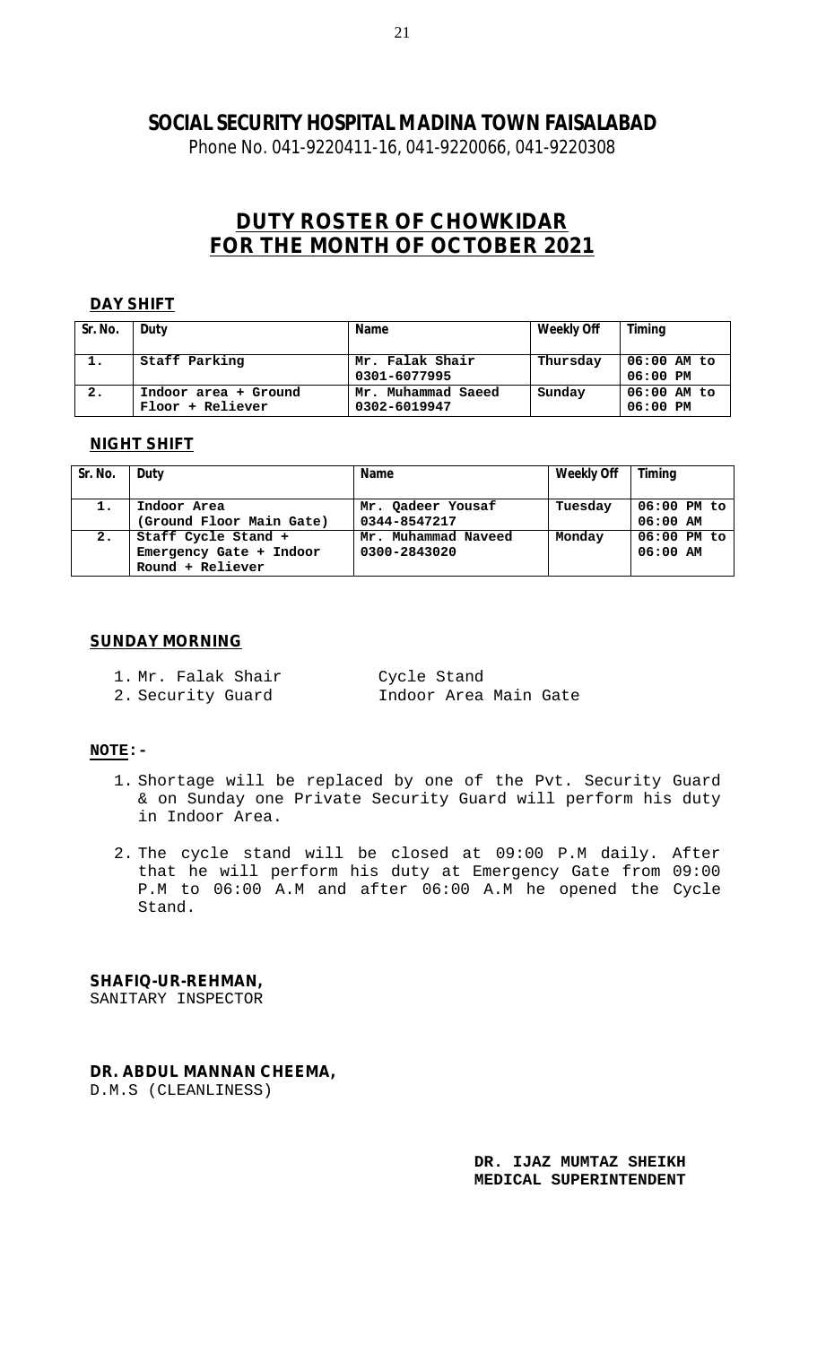# SOCIAL SECURITY HOSPITAL MADINA TOWN FAISALABAD

Phone No. 041-9220411-16, 041-9220066, 041-9220308

## DUTY ROSTER OF CHOWKIDAR FOR THE MONTH OF OCTOBER 2021

### DAY SHIFT

| Sr. No. | Duty | Name | Weekly Off | Timing |
|---|---|---|---|---|
| 1. | Staff Parking | Mr. Falak Shair 0301-6077995 | Thursday | 06:00 AM to 06:00 PM |
| 2. | Indoor area + Ground Floor + Reliever | Mr. Muhammad Saeed 0302-6019947 | Sunday | 06:00 AM to 06:00 PM |

### NIGHT SHIFT

| Sr. No. | Duty | Name | Weekly Off | Timing |
|---|---|---|---|---|
| 1. | Indoor Area (Ground Floor Main Gate) | Mr. Qadeer Yousaf 0344-8547217 | Tuesday | 06:00 PM to 06:00 AM |
| 2. | Staff Cycle Stand + Emergency Gate + Indoor Round + Reliever | Mr. Muhammad Naveed 0300-2843020 | Monday | 06:00 PM to 06:00 AM |

### SUNDAY MORNING

1. Mr. Falak Shair — Cycle Stand
2. Security Guard — Indoor Area Main Gate

**NOTE:-**

1. Shortage will be replaced by one of the Pvt. Security Guard & on Sunday one Private Security Guard will perform his duty in Indoor Area.
2. The cycle stand will be closed at 09:00 P.M daily. After that he will perform his duty at Emergency Gate from 09:00 P.M to 06:00 A.M and after 06:00 A.M he opened the Cycle Stand.

**SHAFIQ-UR-REHMAN,**
SANITARY INSPECTOR

**DR. ABDUL MANNAN CHEEMA,**
D.M.S (CLEANLINESS)

**DR. IJAZ MUMTAZ SHEIKH**
**MEDICAL SUPERINTENDENT**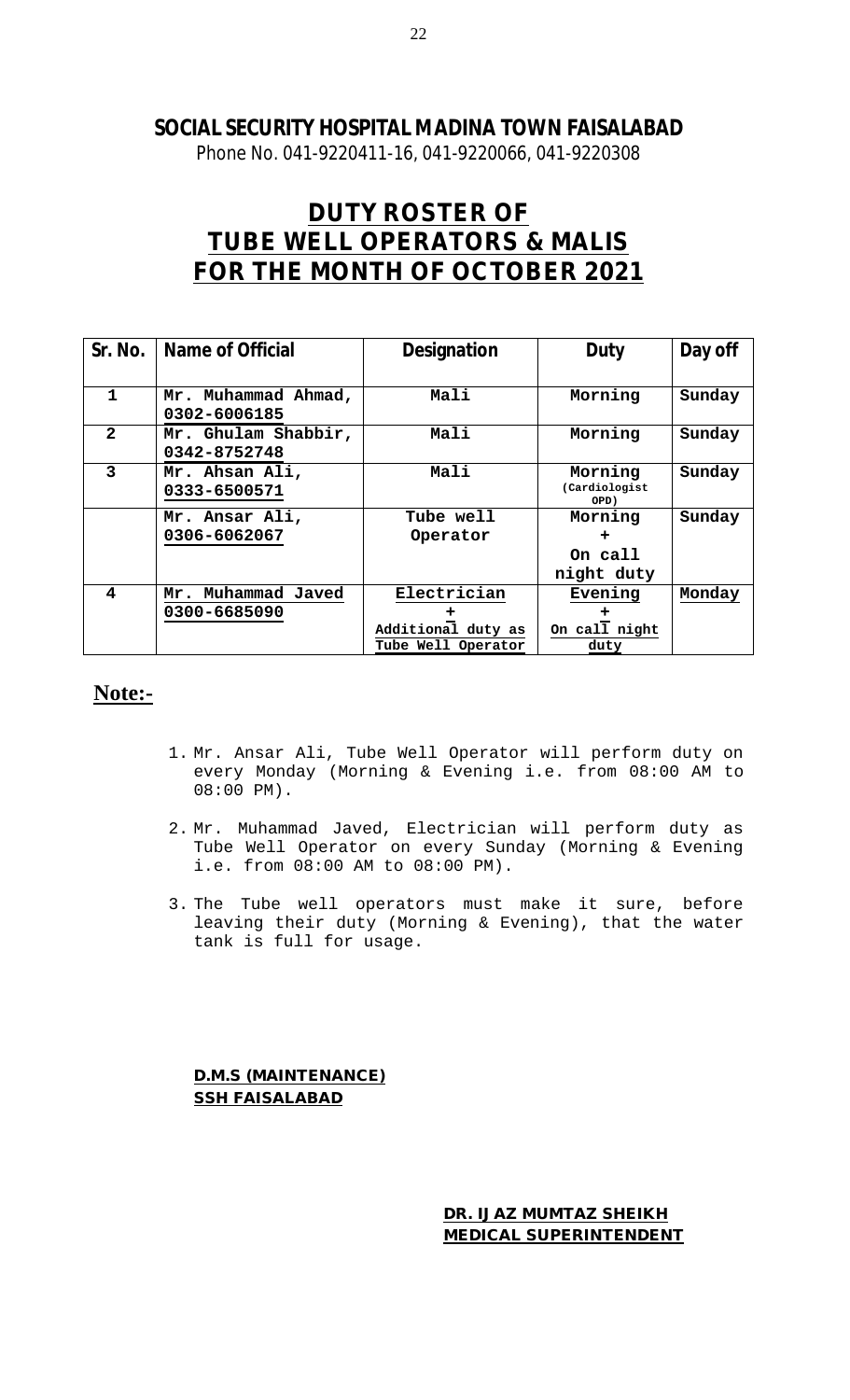**SOCIAL SECURITY HOSPITAL MADINA TOWN FAISALABAD**

Phone No. 041-9220411-16, 041-9220066, 041-9220308

# DUTY ROSTER OF TUBE WELL OPERATORS & MALIS FOR THE MONTH OF OCTOBER 2021

| Sr. No. | Name of Official | Designation | Duty | Day off |
|---|---|---|---|---|
| 1 | Mr. Muhammad Ahmad, 0302-6006185 | Mali | Morning | Sunday |
| 2 | Mr. Ghulam Shabbir, 0342-8752748 | Mali | Morning | Sunday |
| 3 | Mr. Ahsan Ali, 0333-6500571 | Mali | Morning (Cardiologist OPD) | Sunday |
| | Mr. Ansar Ali, 0306-6062067 | Tube well Operator | Morning + On call night duty | Sunday |
| 4 | Mr. Muhammad Javed 0300-6685090 | Electrician + Additional duty as Tube Well Operator | Evening + On call night duty | Monday |

## Note:-

1. Mr. Ansar Ali, Tube Well Operator will perform duty on every Monday (Morning & Evening i.e. from 08:00 AM to 08:00 PM).
2. Mr. Muhammad Javed, Electrician will perform duty as Tube Well Operator on every Sunday (Morning & Evening i.e. from 08:00 AM to 08:00 PM).
3. The Tube well operators must make it sure, before leaving their duty (Morning & Evening), that the water tank is full for usage.

**D.M.S (MAINTENANCE)**
**SSH FAISALABAD**

**DR. IJAZ MUMTAZ SHEIKH**
**MEDICAL SUPERINTENDENT**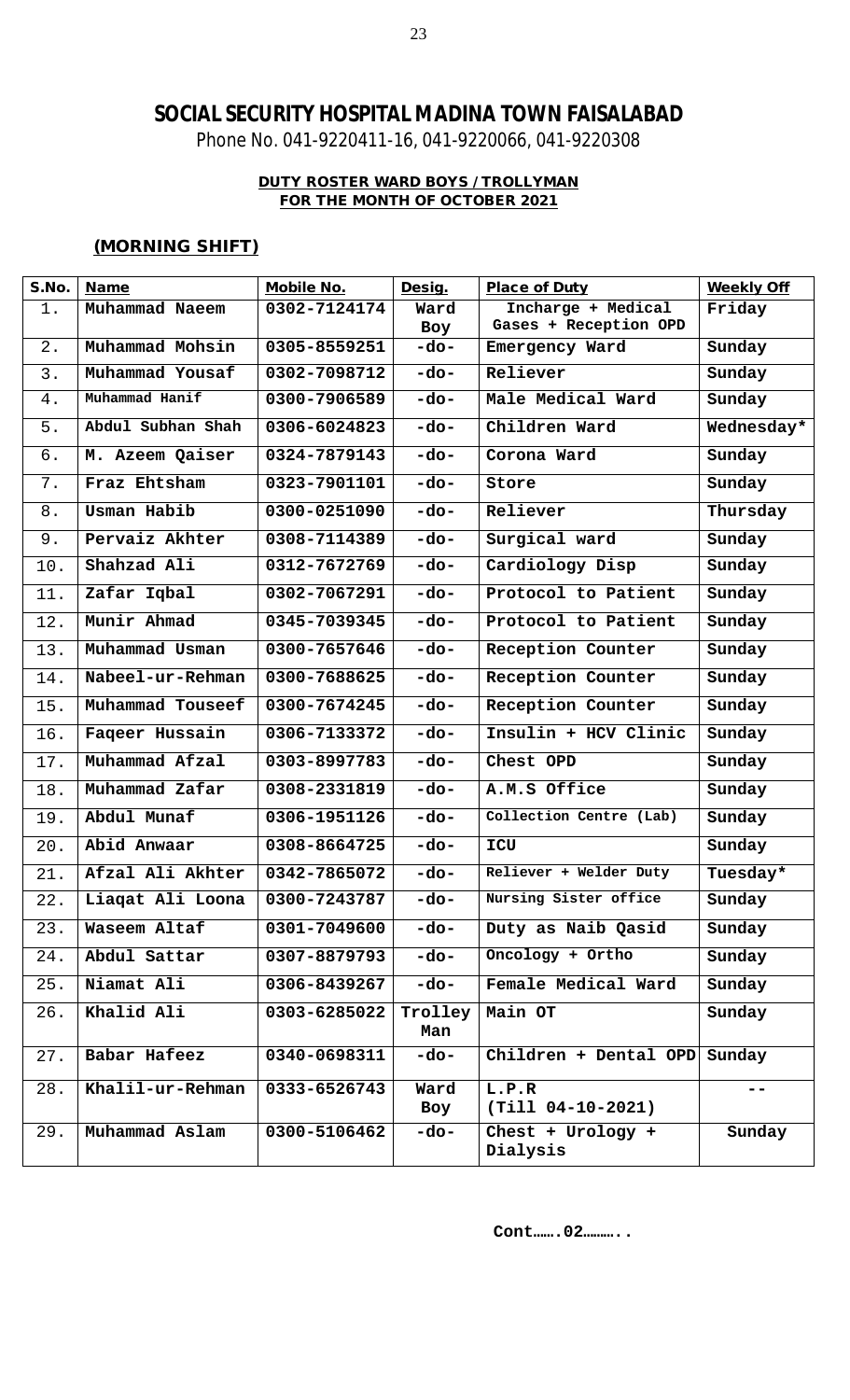# SOCIAL SECURITY HOSPITAL MADINA TOWN FAISALABAD

Phone No. 041-9220411-16, 041-9220066, 041-9220308

**DUTY ROSTER WARD BOYS / TROLLYMAN**
**FOR THE MONTH OF OCTOBER 2021**

**(MORNING SHIFT)**

| S.No. | Name | Mobile No. | Desig. | Place of Duty | Weekly Off |
|---|---|---|---|---|---|
| 1. | Muhammad Naeem | 0302-7124174 | Ward Boy | Incharge + Medical Gases + Reception OPD | Friday |
| 2. | Muhammad Mohsin | 0305-8559251 | -do- | Emergency Ward | Sunday |
| 3. | Muhammad Yousaf | 0302-7098712 | -do- | Reliever | Sunday |
| 4. | Muhammad Hanif | 0300-7906589 | -do- | Male Medical Ward | Sunday |
| 5. | Abdul Subhan Shah | 0306-6024823 | -do- | Children Ward | Wednesday* |
| 6. | M. Azeem Qaiser | 0324-7879143 | -do- | Corona Ward | Sunday |
| 7. | Fraz Ehtsham | 0323-7901101 | -do- | Store | Sunday |
| 8. | Usman Habib | 0300-0251090 | -do- | Reliever | Thursday |
| 9. | Pervaiz Akhter | 0308-7114389 | -do- | Surgical ward | Sunday |
| 10. | Shahzad Ali | 0312-7672769 | -do- | Cardiology Disp | Sunday |
| 11. | Zafar Iqbal | 0302-7067291 | -do- | Protocol to Patient | Sunday |
| 12. | Munir Ahmad | 0345-7039345 | -do- | Protocol to Patient | Sunday |
| 13. | Muhammad Usman | 0300-7657646 | -do- | Reception Counter | Sunday |
| 14. | Nabeel-ur-Rehman | 0300-7688625 | -do- | Reception Counter | Sunday |
| 15. | Muhammad Touseef | 0300-7674245 | -do- | Reception Counter | Sunday |
| 16. | Faqeer Hussain | 0306-7133372 | -do- | Insulin + HCV Clinic | Sunday |
| 17. | Muhammad Afzal | 0303-8997783 | -do- | Chest OPD | Sunday |
| 18. | Muhammad Zafar | 0308-2331819 | -do- | A.M.S Office | Sunday |
| 19. | Abdul Munaf | 0306-1951126 | -do- | Collection Centre (Lab) | Sunday |
| 20. | Abid Anwaar | 0308-8664725 | -do- | ICU | Sunday |
| 21. | Afzal Ali Akhter | 0342-7865072 | -do- | Reliever + Welder Duty | Tuesday* |
| 22. | Liaqat Ali Loona | 0300-7243787 | -do- | Nursing Sister office | Sunday |
| 23. | Waseem Altaf | 0301-7049600 | -do- | Duty as Naib Qasid | Sunday |
| 24. | Abdul Sattar | 0307-8879793 | -do- | Oncology + Ortho | Sunday |
| 25. | Niamat Ali | 0306-8439267 | -do- | Female Medical Ward | Sunday |
| 26. | Khalid Ali | 0303-6285022 | Trolley Man | Main OT | Sunday |
| 27. | Babar Hafeez | 0340-0698311 | -do- | Children + Dental OPD | Sunday |
| 28. | Khalil-ur-Rehman | 0333-6526743 | Ward Boy | L.P.R (Till 04-10-2021) | -- |
| 29. | Muhammad Aslam | 0300-5106462 | -do- | Chest + Urology + Dialysis | Sunday |

Cont…….02………..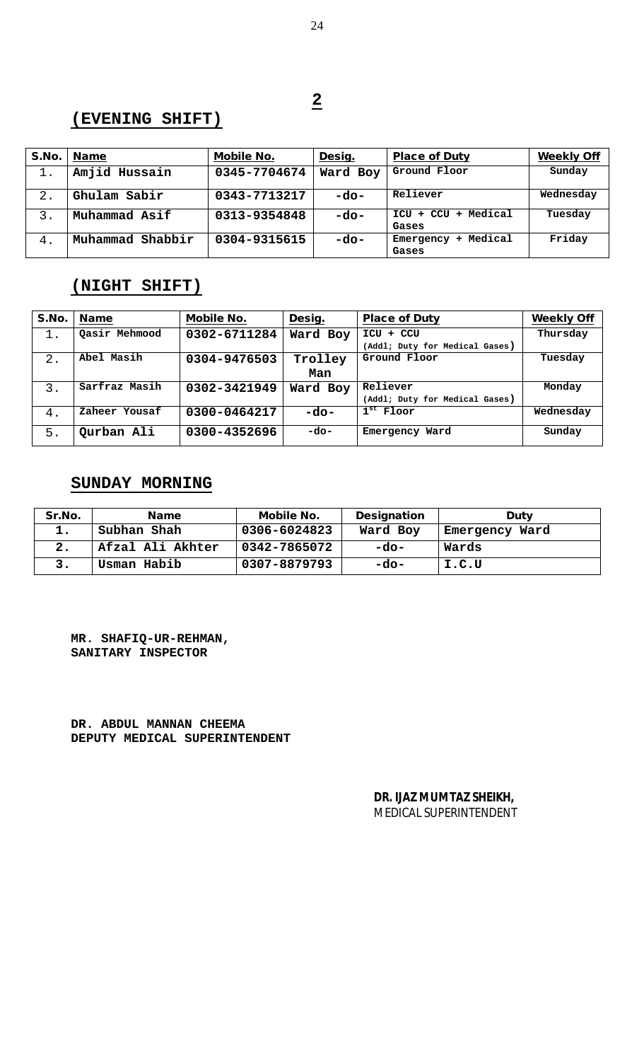**2**

## (EVENING SHIFT)

| S.No. | Name | Mobile No. | Desig. | Place of Duty | Weekly Off |
|---|---|---|---|---|---|
| 1. | Amjid Hussain | 0345-7704674 | Ward Boy | Ground Floor | Sunday |
| 2. | Ghulam Sabir | 0343-7713217 | -do- | Reliever | Wednesday |
| 3. | Muhammad Asif | 0313-9354848 | -do- | ICU + CCU + Medical Gases | Tuesday |
| 4. | Muhammad Shabbir | 0304-9315615 | -do- | Emergency + Medical Gases | Friday |

## (NIGHT SHIFT)

| S.No. | Name | Mobile No. | Desig. | Place of Duty | Weekly Off |
|---|---|---|---|---|---|
| 1. | Qasir Mehmood | 0302-6711284 | Ward Boy | ICU + CCU (Addl; Duty for Medical Gases) | Thursday |
| 2. | Abel Masih | 0304-9476503 | Trolley Man | Ground Floor | Tuesday |
| 3. | Sarfraz Masih | 0302-3421949 | Ward Boy | Reliever (Addl; Duty for Medical Gases) | Monday |
| 4. | Zaheer Yousaf | 0300-0464217 | -do- | 1st Floor | Wednesday |
| 5. | Qurban Ali | 0300-4352696 | -do- | Emergency Ward | Sunday |

## SUNDAY MORNING

| Sr.No. | Name | Mobile No. | Designation | Duty |
|---|---|---|---|---|
| 1. | Subhan Shah | 0306-6024823 | Ward Boy | Emergency Ward |
| 2. | Afzal Ali Akhter | 0342-7865072 | -do- | Wards |
| 3. | Usman Habib | 0307-8879793 | -do- | I.C.U |

**MR. SHAFIQ-UR-REHMAN,**
**SANITARY INSPECTOR**

**DR. ABDUL MANNAN CHEEMA**
**DEPUTY MEDICAL SUPERINTENDENT**

**DR. IJAZ MUMTAZ SHEIKH,**
MEDICAL SUPERINTENDENT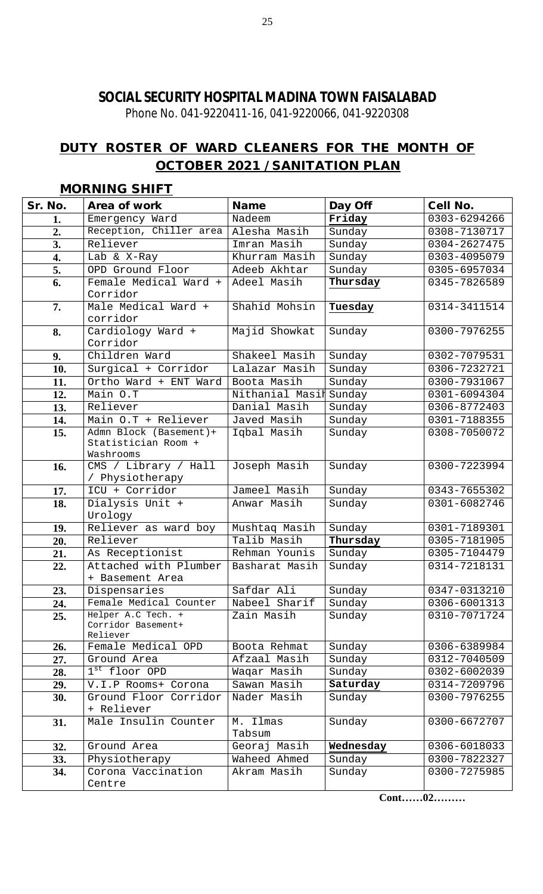## SOCIAL SECURITY HOSPITAL MADINA TOWN FAISALABAD

Phone No. 041-9220411-16, 041-9220066, 041-9220308

## DUTY ROSTER OF WARD CLEANERS FOR THE MONTH OF OCTOBER 2021 / SANITATION PLAN

### MORNING SHIFT

| Sr. No. | Area of work | Name | Day Off | Cell No. |
|---|---|---|---|---|
| 1. | Emergency Ward | Nadeem | **Friday** | 0303-6294266 |
| 2. | Reception, Chiller area | Alesha Masih | Sunday | 0308-7130717 |
| 3. | Reliever | Imran Masih | Sunday | 0304-2627475 |
| 4. | Lab & X-Ray | Khurram Masih | Sunday | 0303-4095079 |
| 5. | OPD Ground Floor | Adeeb Akhtar | Sunday | 0305-6957034 |
| 6. | Female Medical Ward + Corridor | Adeel Masih | **Thursday** | 0345-7826589 |
| 7. | Male Medical Ward + corridor | Shahid Mohsin | **Tuesday** | 0314-3411514 |
| 8. | Cardiology Ward + Corridor | Majid Showkat | Sunday | 0300-7976255 |
| 9. | Children Ward | Shakeel Masih | Sunday | 0302-7079531 |
| 10. | Surgical + Corridor | Lalazar Masih | Sunday | 0306-7232721 |
| 11. | Ortho Ward + ENT Ward | Boota Masih | Sunday | 0300-7931067 |
| 12. | Main O.T | Nithanial Masih | Sunday | 0301-6094304 |
| 13. | Reliever | Danial Masih | Sunday | 0306-8772403 |
| 14. | Main O.T + Reliever | Javed Masih | Sunday | 0301-7188355 |
| 15. | Admn Block (Basement)+ Statistician Room + Washrooms | Iqbal Masih | Sunday | 0308-7050072 |
| 16. | CMS / Library / Hall / Physiotherapy | Joseph Masih | Sunday | 0300-7223994 |
| 17. | ICU + Corridor | Jameel Masih | Sunday | 0343-7655302 |
| 18. | Dialysis Unit + Urology | Anwar Masih | Sunday | 0301-6082746 |
| 19. | Reliever as ward boy | Mushtaq Masih | Sunday | 0301-7189301 |
| 20. | Reliever | Talib Masih | **Thursday** | 0305-7181905 |
| 21. | As Receptionist | Rehman Younis | Sunday | 0305-7104479 |
| 22. | Attached with Plumber + Basement Area | Basharat Masih | Sunday | 0314-7218131 |
| 23. | Dispensaries | Safdar Ali | Sunday | 0347-0313210 |
| 24. | Female Medical Counter | Nabeel Sharif | Sunday | 0306-6001313 |
| 25. | Helper A.C Tech. + Corridor Basement+ Reliever | Zain Masih | Sunday | 0310-7071724 |
| 26. | Female Medical OPD | Boota Rehmat | Sunday | 0306-6389984 |
| 27. | Ground Area | Afzaal Masih | Sunday | 0312-7040509 |
| 28. | 1st floor OPD | Waqar Masih | Sunday | 0302-6002039 |
| 29. | V.I.P Rooms+ Corona | Sawan Masih | **Saturday** | 0314-7209796 |
| 30. | Ground Floor Corridor + Reliever | Nader Masih | Sunday | 0300-7976255 |
| 31. | Male Insulin Counter | M. Ilmas Tabsum | Sunday | 0300-6672707 |
| 32. | Ground Area | Georaj Masih | **Wednesday** | 0306-6018033 |
| 33. | Physiotherapy | Waheed Ahmed | Sunday | 0300-7822327 |
| 34. | Corona Vaccination Centre | Akram Masih | Sunday | 0300-7275985 |

**Cont……02………**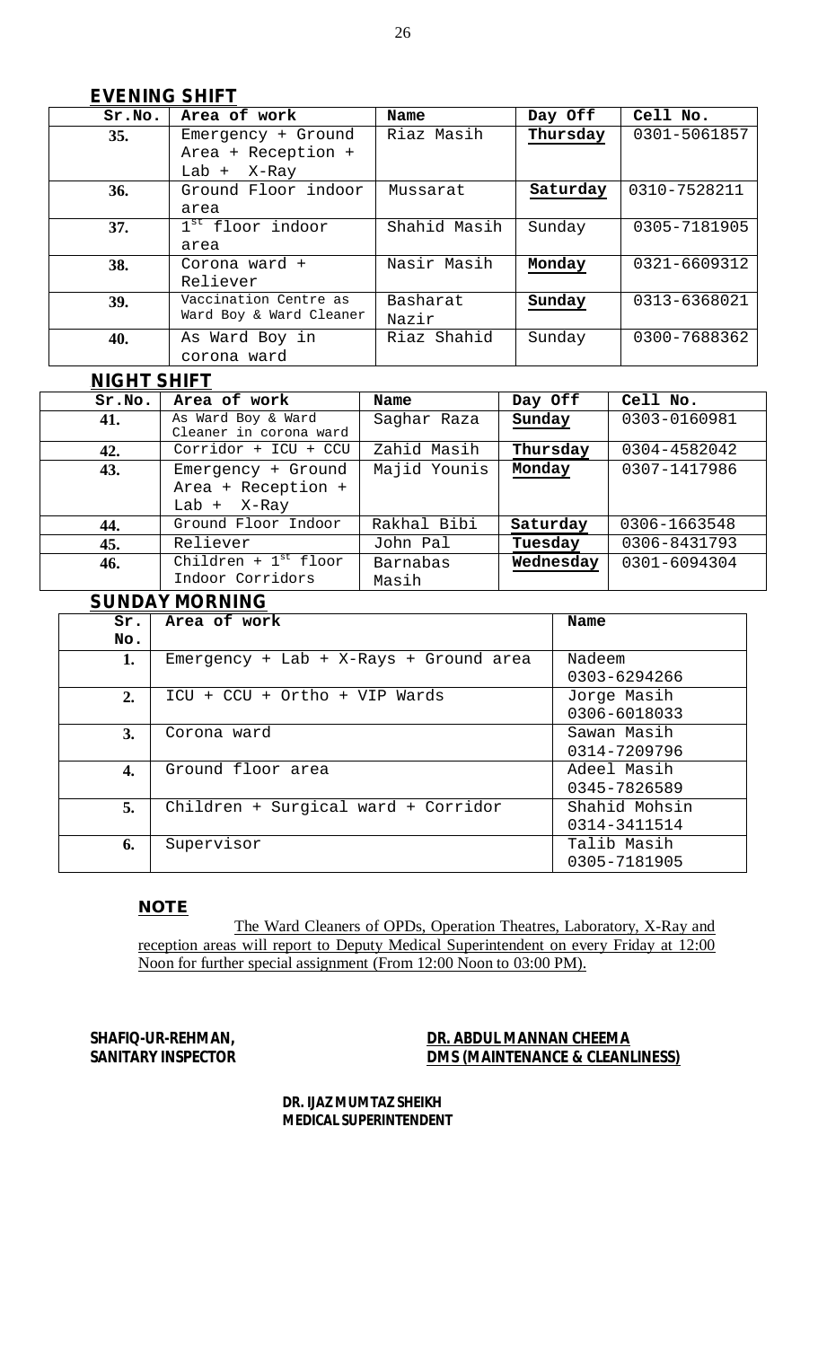## EVENING SHIFT

| Sr.No. | Area of work | Name | Day Off | Cell No. |
|---|---|---|---|---|
| 35. | Emergency + Ground Area + Reception + Lab + X-Ray | Riaz Masih | Thursday | 0301-5061857 |
| 36. | Ground Floor indoor area | Mussarat | Saturday | 0310-7528211 |
| 37. | 1st floor indoor area | Shahid Masih | Sunday | 0305-7181905 |
| 38. | Corona ward + Reliever | Nasir Masih | Monday | 0321-6609312 |
| 39. | Vaccination Centre as Ward Boy & Ward Cleaner | Basharat Nazir | Sunday | 0313-6368021 |
| 40. | As Ward Boy in corona ward | Riaz Shahid | Sunday | 0300-7688362 |

## NIGHT SHIFT

| Sr.No. | Area of work | Name | Day Off | Cell No. |
|---|---|---|---|---|
| 41. | As Ward Boy & Ward Cleaner in corona ward | Saghar Raza | Sunday | 0303-0160981 |
| 42. | Corridor + ICU + CCU | Zahid Masih | Thursday | 0304-4582042 |
| 43. | Emergency + Ground Area + Reception + Lab + X-Ray | Majid Younis | Monday | 0307-1417986 |
| 44. | Ground Floor Indoor | Rakhal Bibi | Saturday | 0306-1663548 |
| 45. | Reliever | John Pal | Tuesday | 0306-8431793 |
| 46. | Children + 1st floor Indoor Corridors | Barnabas Masih | Wednesday | 0301-6094304 |

## SUNDAY MORNING

| Sr. No. | Area of work | Name |
|---|---|---|
| 1. | Emergency + Lab + X-Rays + Ground area | Nadeem 0303-6294266 |
| 2. | ICU + CCU + Ortho + VIP Wards | Jorge Masih 0306-6018033 |
| 3. | Corona ward | Sawan Masih 0314-7209796 |
| 4. | Ground floor area | Adeel Masih 0345-7826589 |
| 5. | Children + Surgical ward + Corridor | Shahid Mohsin 0314-3411514 |
| 6. | Supervisor | Talib Masih 0305-7181905 |

### NOTE

The Ward Cleaners of OPDs, Operation Theatres, Laboratory, X-Ray and reception areas will report to Deputy Medical Superintendent on every Friday at 12:00 Noon for further special assignment (From 12:00 Noon to 03:00 PM).

**SHAFIQ-UR-REHMAN,**
**SANITARY INSPECTOR**

**DR. ABDUL MANNAN CHEEMA**
**DMS (MAINTENANCE & CLEANLINESS)**

**DR. IJAZ MUMTAZ SHEIKH**
**MEDICAL SUPERINTENDENT**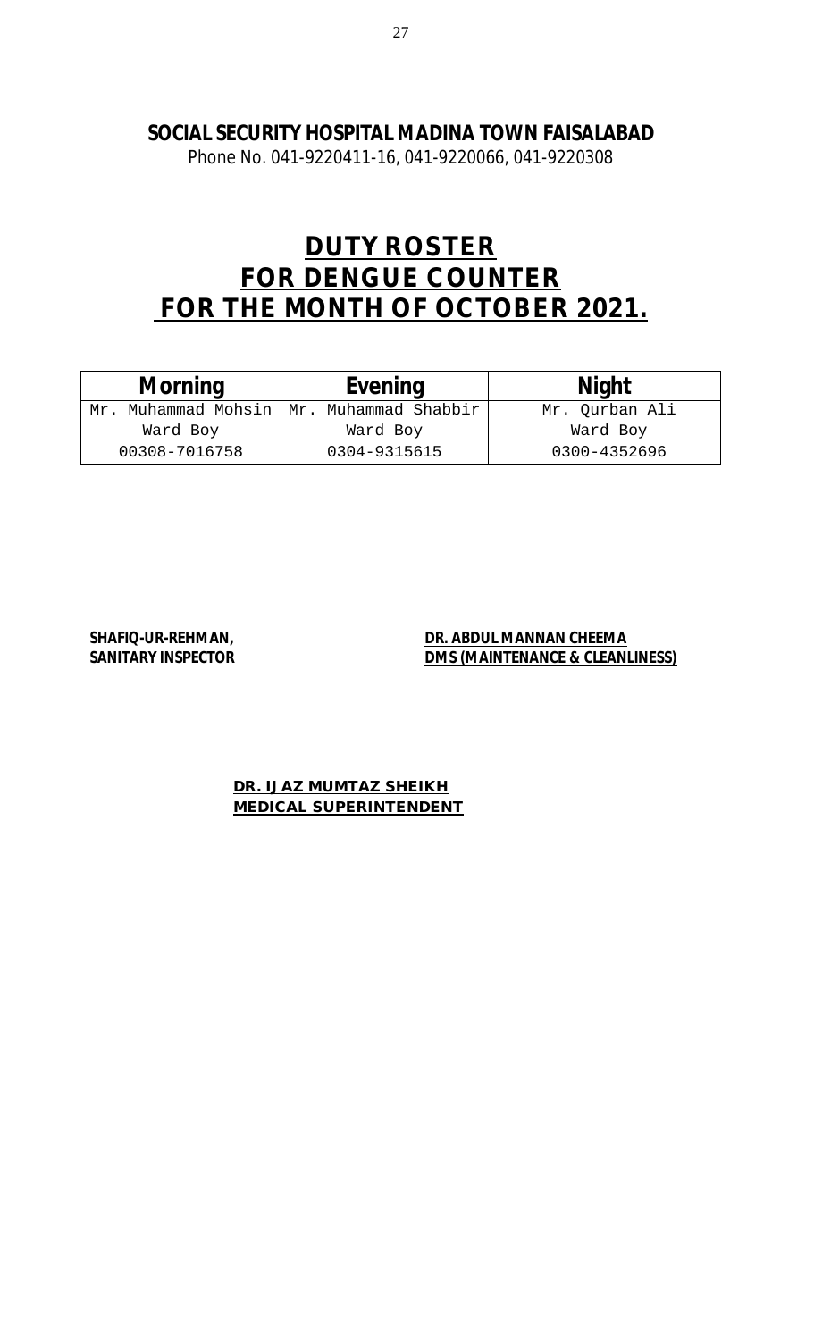**SOCIAL SECURITY HOSPITAL MADINA TOWN FAISALABAD**

Phone No. 041-9220411-16, 041-9220066, 041-9220308

# DUTY ROSTER
# FOR DENGUE COUNTER
# FOR THE MONTH OF OCTOBER 2021.

| Morning | Evening | Night |
|---|---|---|
| Mr. Muhammad Mohsin | Mr. Muhammad Shabbir | Mr. Qurban Ali |
| Ward Boy | Ward Boy | Ward Boy |
| 00308-7016758 | 0304-9315615 | 0300-4352696 |

**SHAFIQ-UR-REHMAN,**
**SANITARY INSPECTOR**

**DR. ABDUL MANNAN CHEEMA**
**DMS (MAINTENANCE & CLEANLINESS)**

**DR. IJAZ MUMTAZ SHEIKH**
**MEDICAL SUPERINTENDENT**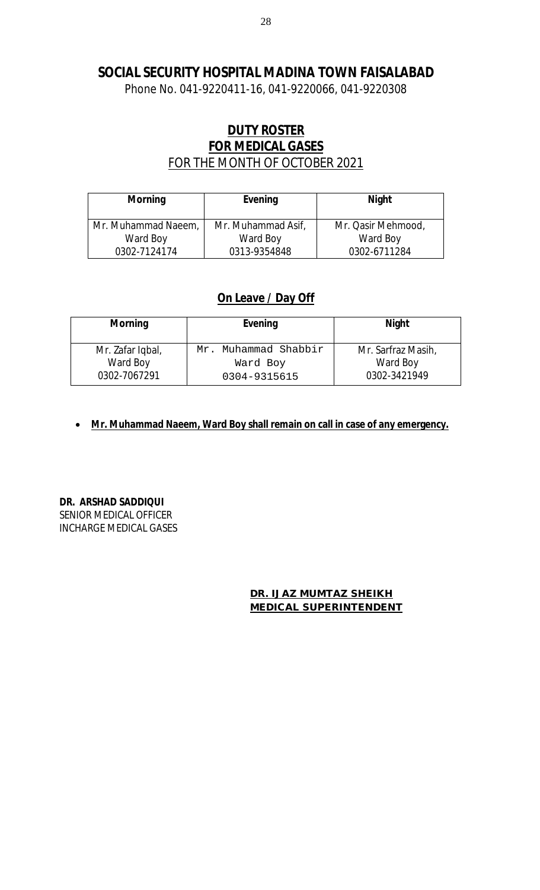# SOCIAL SECURITY HOSPITAL MADINA TOWN FAISALABAD

Phone No. 041-9220411-16, 041-9220066, 041-9220308

## DUTY ROSTER
## FOR MEDICAL GASES
FOR THE MONTH OF OCTOBER 2021

| Morning | Evening | Night |
|---|---|---|
| Mr. Muhammad Naeem, Ward Boy 0302-7124174 | Mr. Muhammad Asif, Ward Boy 0313-9354848 | Mr. Qasir Mehmood, Ward Boy 0302-6711284 |

## On Leave / Day Off

| Morning | Evening | Night |
|---|---|---|
| Mr. Zafar Iqbal, Ward Boy 0302-7067291 | Mr. Muhammad Shabbir Ward Boy 0304-9315615 | Mr. Sarfraz Masih, Ward Boy 0302-3421949 |

- **Mr. Muhammad Naeem, Ward Boy shall remain on call in case of any emergency.**

**DR. ARSHAD SADDIQUI**
SENIOR MEDICAL OFFICER
INCHARGE MEDICAL GASES

**DR. IJAZ MUMTAZ SHEIKH**
**MEDICAL SUPERINTENDENT**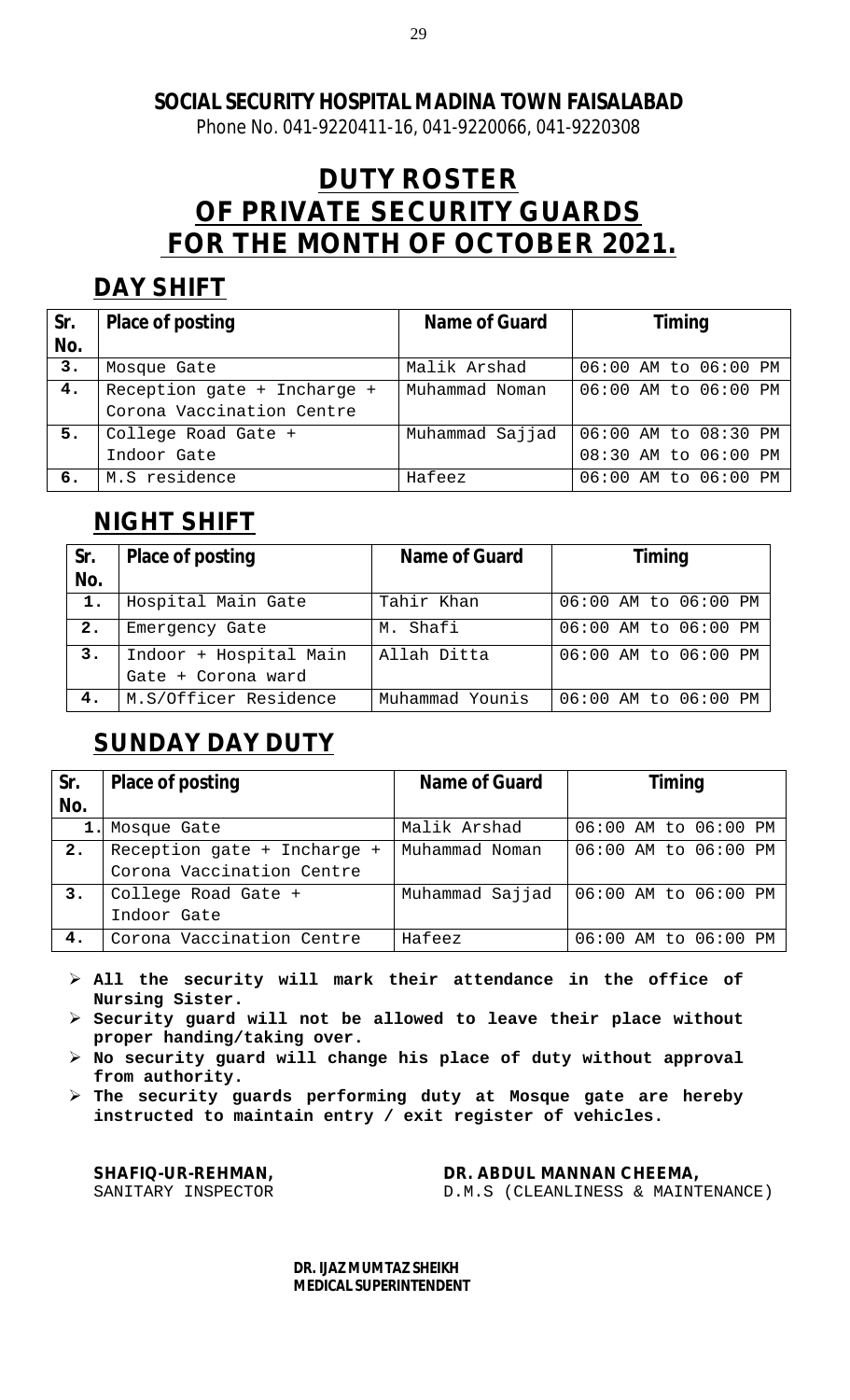**SOCIAL SECURITY HOSPITAL MADINA TOWN FAISALABAD**

Phone No. 041-9220411-16, 041-9220066, 041-9220308

# DUTY ROSTER OF PRIVATE SECURITY GUARDS FOR THE MONTH OF OCTOBER 2021.

## DAY SHIFT

| Sr. No. | Place of posting | Name of Guard | Timing |
|---|---|---|---|
| 3. | Mosque Gate | Malik Arshad | 06:00 AM to 06:00 PM |
| 4. | Reception gate + Incharge + Corona Vaccination Centre | Muhammad Noman | 06:00 AM to 06:00 PM |
| 5. | College Road Gate + Indoor Gate | Muhammad Sajjad | 06:00 AM to 08:30 PM<br>08:30 AM to 06:00 PM |
| 6. | M.S residence | Hafeez | 06:00 AM to 06:00 PM |

## NIGHT SHIFT

| Sr. No. | Place of posting | Name of Guard | Timing |
|---|---|---|---|
| 1. | Hospital Main Gate | Tahir Khan | 06:00 AM to 06:00 PM |
| 2. | Emergency Gate | M. Shafi | 06:00 AM to 06:00 PM |
| 3. | Indoor + Hospital Main Gate + Corona ward | Allah Ditta | 06:00 AM to 06:00 PM |
| 4. | M.S/Officer Residence | Muhammad Younis | 06:00 AM to 06:00 PM |

## SUNDAY DAY DUTY

| Sr. No. | Place of posting | Name of Guard | Timing |
|---|---|---|---|
| 1. | Mosque Gate | Malik Arshad | 06:00 AM to 06:00 PM |
| 2. | Reception gate + Incharge + Corona Vaccination Centre | Muhammad Noman | 06:00 AM to 06:00 PM |
| 3. | College Road Gate + Indoor Gate | Muhammad Sajjad | 06:00 AM to 06:00 PM |
| 4. | Corona Vaccination Centre | Hafeez | 06:00 AM to 06:00 PM |

- **All the security will mark their attendance in the office of Nursing Sister.**
- **Security guard will not be allowed to leave their place without proper handing/taking over.**
- **No security guard will change his place of duty without approval from authority.**
- **The security guards performing duty at Mosque gate are hereby instructed to maintain entry / exit register of vehicles.**

**SHAFIQ-UR-REHMAN,**
SANITARY INSPECTOR

**DR. ABDUL MANNAN CHEEMA,**
D.M.S (CLEANLINESS & MAINTENANCE)

**DR. IJAZ MUMTAZ SHEIKH**
**MEDICAL SUPERINTENDENT**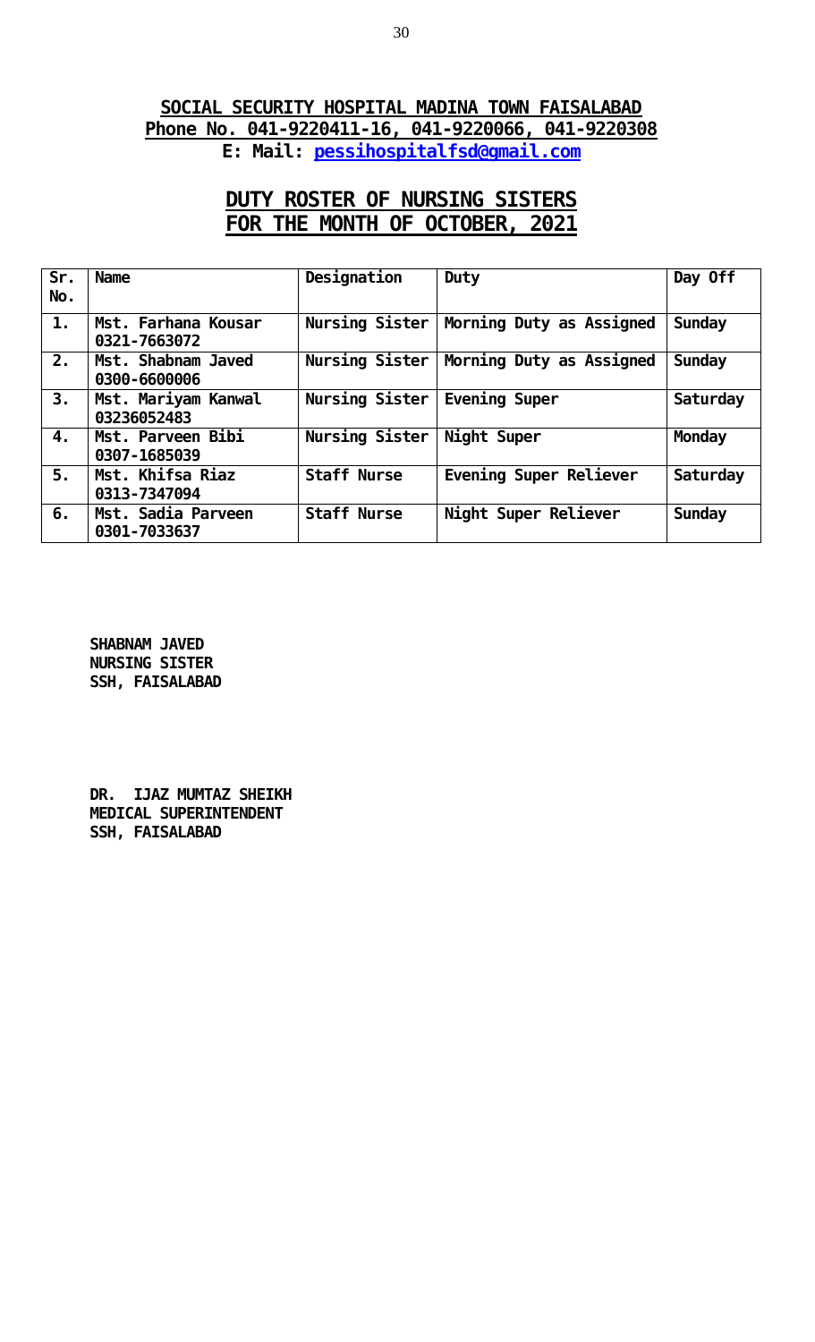**SOCIAL SECURITY HOSPITAL MADINA TOWN FAISALABAD**
**Phone No. 041-9220411-16, 041-9220066, 041-9220308**
**E: Mail: pessihospitalfsd@gmail.com**

## DUTY ROSTER OF NURSING SISTERS FOR THE MONTH OF OCTOBER, 2021

| Sr. No. | Name | Designation | Duty | Day Off |
|---|---|---|---|---|
| 1. | Mst. Farhana Kousar 0321-7663072 | Nursing Sister | Morning Duty as Assigned | Sunday |
| 2. | Mst. Shabnam Javed 0300-6600006 | Nursing Sister | Morning Duty as Assigned | Sunday |
| 3. | Mst. Mariyam Kanwal 03236052483 | Nursing Sister | Evening Super | Saturday |
| 4. | Mst. Parveen Bibi 0307-1685039 | Nursing Sister | Night Super | Monday |
| 5. | Mst. Khifsa Riaz 0313-7347094 | Staff Nurse | Evening Super Reliever | Saturday |
| 6. | Mst. Sadia Parveen 0301-7033637 | Staff Nurse | Night Super Reliever | Sunday |

**SHABNAM JAVED**
**NURSING SISTER**
**SSH, FAISALABAD**

**DR. IJAZ MUMTAZ SHEIKH**
**MEDICAL SUPERINTENDENT**
**SSH, FAISALABAD**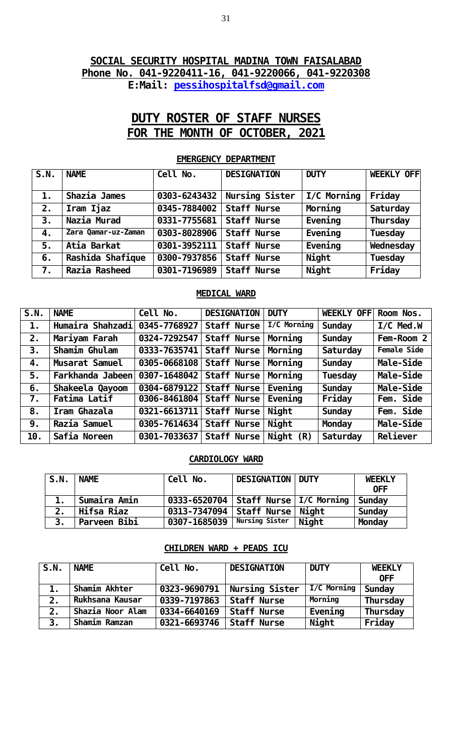## SOCIAL SECURITY HOSPITAL MADINA TOWN FAISALABAD

**Phone No. 041-9220411-16, 041-9220066, 041-9220308**

**E:Mail: pessihospitalfsd@gmail.com**

# DUTY ROSTER OF STAFF NURSES
# FOR THE MONTH OF OCTOBER, 2021

### EMERGENCY DEPARTMENT

| S.N. | NAME | Cell No. | DESIGNATION | DUTY | WEEKLY OFF |
|---|---|---|---|---|---|
| 1. | Shazia James | 0303-6243432 | Nursing Sister | I/C Morning | Friday |
| 2. | Iram Ijaz | 0345-7884002 | Staff Nurse | Morning | Saturday |
| 3. | Nazia Murad | 0331-7755681 | Staff Nurse | Evening | Thursday |
| 4. | Zara Qamar-uz-Zaman | 0303-8028906 | Staff Nurse | Evening | Tuesday |
| 5. | Atia Barkat | 0301-3952111 | Staff Nurse | Evening | Wednesday |
| 6. | Rashida Shafique | 0300-7937856 | Staff Nurse | Night | Tuesday |
| 7. | Razia Rasheed | 0301-7196989 | Staff Nurse | Night | Friday |

### MEDICAL WARD

| S.N. | NAME | Cell No. | DESIGNATION | DUTY | WEEKLY OFF | Room Nos. |
|---|---|---|---|---|---|---|
| 1. | Humaira Shahzadi | 0345-7768927 | Staff Nurse | I/C Morning | Sunday | I/C Med.W |
| 2. | Mariyam Farah | 0324-7292547 | Staff Nurse | Morning | Sunday | Fem-Room 2 |
| 3. | Shamim Ghulam | 0333-7635741 | Staff Nurse | Morning | Saturday | Female Side |
| 4. | Musarat Samuel | 0305-0668108 | Staff Nurse | Morning | Sunday | Male-Side |
| 5. | Farkhanda Jabeen | 0307-1648042 | Staff Nurse | Morning | Tuesday | Male-Side |
| 6. | Shakeela Qayoom | 0304-6879122 | Staff Nurse | Evening | Sunday | Male-Side |
| 7. | Fatima Latif | 0306-8461804 | Staff Nurse | Evening | Friday | Fem. Side |
| 8. | Iram Ghazala | 0321-6613711 | Staff Nurse | Night | Sunday | Fem. Side |
| 9. | Razia Samuel | 0305-7614634 | Staff Nurse | Night | Monday | Male-Side |
| 10. | Safia Noreen | 0301-7033637 | Staff Nurse | Night (R) | Saturday | Reliever |

### CARDIOLOGY WARD

| S.N. | NAME | Cell No. | DESIGNATION | DUTY | WEEKLY OFF |
|---|---|---|---|---|---|
| 1. | Sumaira Amin | 0333-6520704 | Staff Nurse | I/C Morning | Sunday |
| 2. | Hifsa Riaz | 0313-7347094 | Staff Nurse | Night | Sunday |
| 3. | Parveen Bibi | 0307-1685039 | Nursing Sister | Night | Monday |

### CHILDREN WARD + PEADS ICU

| S.N. | NAME | Cell No. | DESIGNATION | DUTY | WEEKLY OFF |
|---|---|---|---|---|---|
| 1. | Shamim Akhter | 0323-9690791 | Nursing Sister | I/C Morning | Sunday |
| 2. | Rukhsana Kausar | 0339-7197863 | Staff Nurse | Morning | Thursday |
| 2. | Shazia Noor Alam | 0334-6640169 | Staff Nurse | Evening | Thursday |
| 3. | Shamim Ramzan | 0321-6693746 | Staff Nurse | Night | Friday |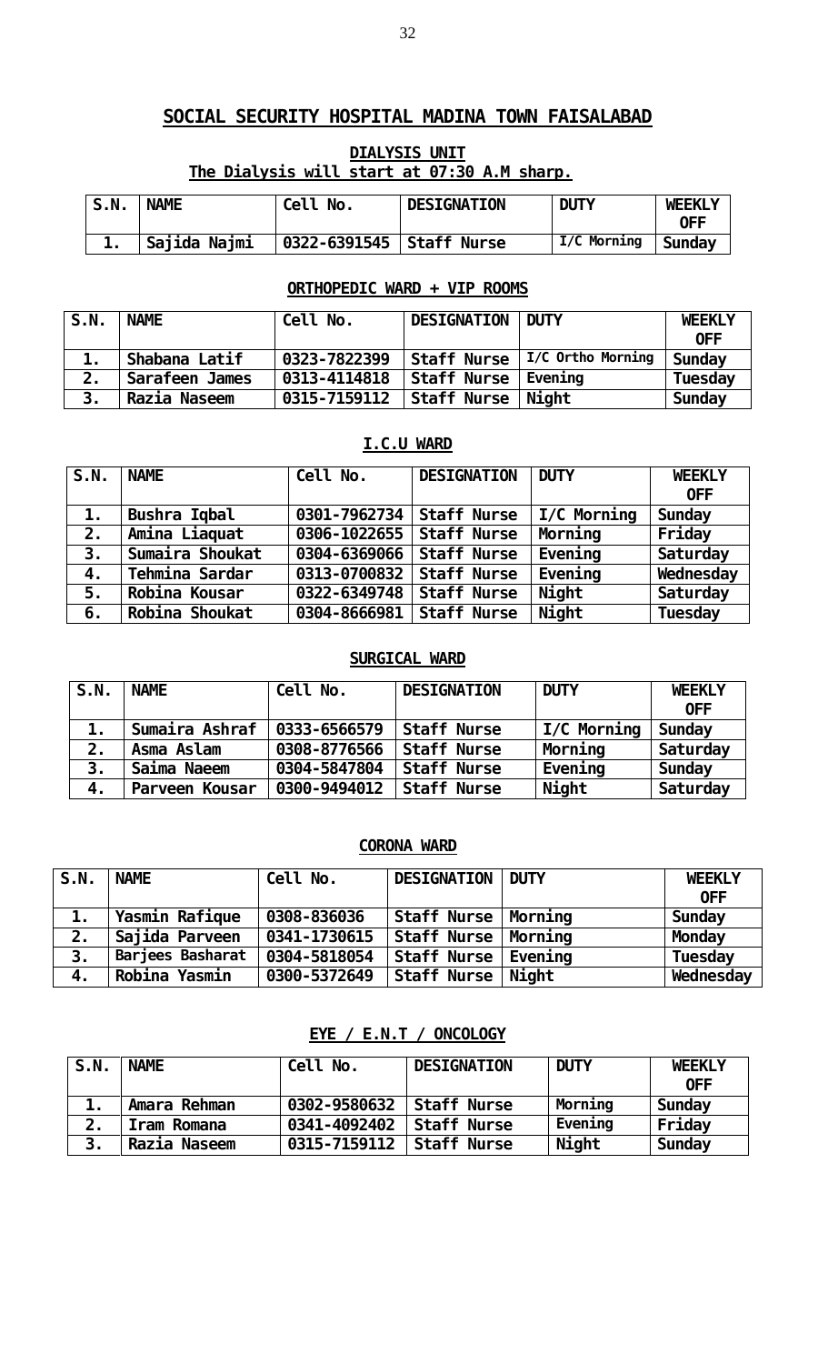# SOCIAL SECURITY HOSPITAL MADINA TOWN FAISALABAD

## DIALYSIS UNIT

**The Dialysis will start at 07:30 A.M sharp.**

| S.N. | NAME | Cell No. | DESIGNATION | DUTY | WEEKLY OFF |
|---|---|---|---|---|---|
| 1. | Sajida Najmi | 0322-6391545 | Staff Nurse | I/C Morning | Sunday |

## ORTHOPEDIC WARD + VIP ROOMS

| S.N. | NAME | Cell No. | DESIGNATION | DUTY | WEEKLY OFF |
|---|---|---|---|---|---|
| 1. | Shabana Latif | 0323-7822399 | Staff Nurse | I/C Ortho Morning | Sunday |
| 2. | Sarafeen James | 0313-4114818 | Staff Nurse | Evening | Tuesday |
| 3. | Razia Naseem | 0315-7159112 | Staff Nurse | Night | Sunday |

## I.C.U WARD

| S.N. | NAME | Cell No. | DESIGNATION | DUTY | WEEKLY OFF |
|---|---|---|---|---|---|
| 1. | Bushra Iqbal | 0301-7962734 | Staff Nurse | I/C Morning | Sunday |
| 2. | Amina Liaquat | 0306-1022655 | Staff Nurse | Morning | Friday |
| 3. | Sumaira Shoukat | 0304-6369066 | Staff Nurse | Evening | Saturday |
| 4. | Tehmina Sardar | 0313-0700832 | Staff Nurse | Evening | Wednesday |
| 5. | Robina Kousar | 0322-6349748 | Staff Nurse | Night | Saturday |
| 6. | Robina Shoukat | 0304-8666981 | Staff Nurse | Night | Tuesday |

## SURGICAL WARD

| S.N. | NAME | Cell No. | DESIGNATION | DUTY | WEEKLY OFF |
|---|---|---|---|---|---|
| 1. | Sumaira Ashraf | 0333-6566579 | Staff Nurse | I/C Morning | Sunday |
| 2. | Asma Aslam | 0308-8776566 | Staff Nurse | Morning | Saturday |
| 3. | Saima Naeem | 0304-5847804 | Staff Nurse | Evening | Sunday |
| 4. | Parveen Kousar | 0300-9494012 | Staff Nurse | Night | Saturday |

## CORONA WARD

| S.N. | NAME | Cell No. | DESIGNATION | DUTY | WEEKLY OFF |
|---|---|---|---|---|---|
| 1. | Yasmin Rafique | 0308-836036 | Staff Nurse | Morning | Sunday |
| 2. | Sajida Parveen | 0341-1730615 | Staff Nurse | Morning | Monday |
| 3. | Barjees Basharat | 0304-5818054 | Staff Nurse | Evening | Tuesday |
| 4. | Robina Yasmin | 0300-5372649 | Staff Nurse | Night | Wednesday |

## EYE / E.N.T / ONCOLOGY

| S.N. | NAME | Cell No. | DESIGNATION | DUTY | WEEKLY OFF |
|---|---|---|---|---|---|
| 1. | Amara Rehman | 0302-9580632 | Staff Nurse | Morning | Sunday |
| 2. | Iram Romana | 0341-4092402 | Staff Nurse | Evening | Friday |
| 3. | Razia Naseem | 0315-7159112 | Staff Nurse | Night | Sunday |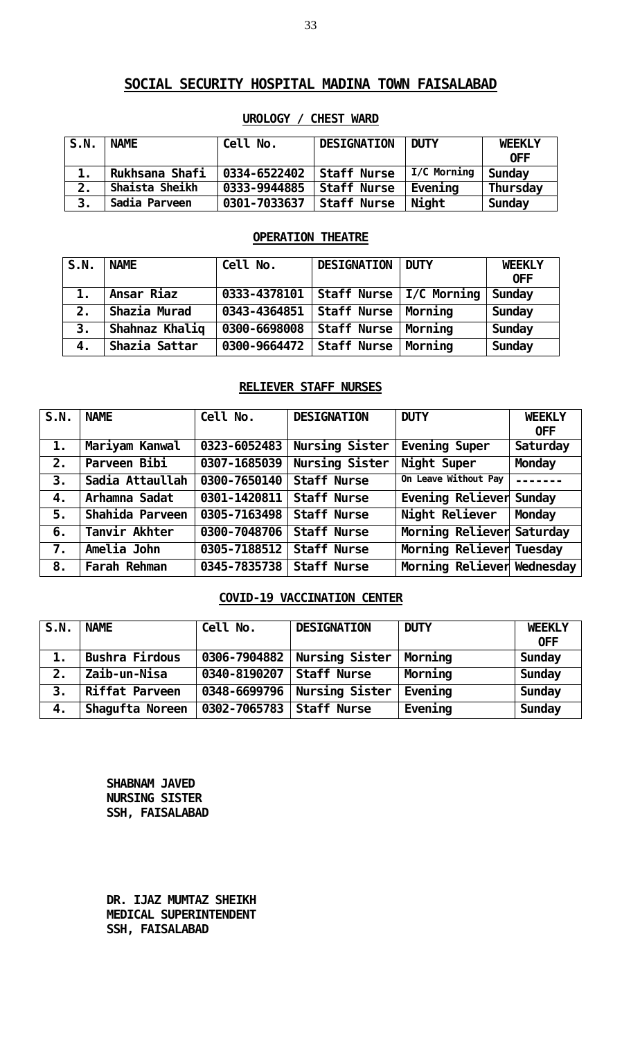## SOCIAL SECURITY HOSPITAL MADINA TOWN FAISALABAD

### UROLOGY / CHEST WARD

| S.N. | NAME | Cell No. | DESIGNATION | DUTY | WEEKLY OFF |
|---|---|---|---|---|---|
| 1. | Rukhsana Shafi | 0334-6522402 | Staff Nurse | I/C Morning | Sunday |
| 2. | Shaista Sheikh | 0333-9944885 | Staff Nurse | Evening | Thursday |
| 3. | Sadia Parveen | 0301-7033637 | Staff Nurse | Night | Sunday |

### OPERATION THEATRE

| S.N. | NAME | Cell No. | DESIGNATION | DUTY | WEEKLY OFF |
|---|---|---|---|---|---|
| 1. | Ansar Riaz | 0333-4378101 | Staff Nurse | I/C Morning | Sunday |
| 2. | Shazia Murad | 0343-4364851 | Staff Nurse | Morning | Sunday |
| 3. | Shahnaz Khaliq | 0300-6698008 | Staff Nurse | Morning | Sunday |
| 4. | Shazia Sattar | 0300-9664472 | Staff Nurse | Morning | Sunday |

### RELIEVER STAFF NURSES

| S.N. | NAME | Cell No. | DESIGNATION | DUTY | WEEKLY OFF |
|---|---|---|---|---|---|
| 1. | Mariyam Kanwal | 0323-6052483 | Nursing Sister | Evening Super | Saturday |
| 2. | Parveen Bibi | 0307-1685039 | Nursing Sister | Night Super | Monday |
| 3. | Sadia Attaullah | 0300-7650140 | Staff Nurse | On Leave Without Pay | ------- |
| 4. | Arhamna Sadat | 0301-1420811 | Staff Nurse | Evening Reliever | Sunday |
| 5. | Shahida Parveen | 0305-7163498 | Staff Nurse | Night Reliever | Monday |
| 6. | Tanvir Akhter | 0300-7048706 | Staff Nurse | Morning Reliever | Saturday |
| 7. | Amelia John | 0305-7188512 | Staff Nurse | Morning Reliever | Tuesday |
| 8. | Farah Rehman | 0345-7835738 | Staff Nurse | Morning Reliever | Wednesday |

### COVID-19 VACCINATION CENTER

| S.N. | NAME | Cell No. | DESIGNATION | DUTY | WEEKLY OFF |
|---|---|---|---|---|---|
| 1. | Bushra Firdous | 0306-7904882 | Nursing Sister | Morning | Sunday |
| 2. | Zaib-un-Nisa | 0340-8190207 | Staff Nurse | Morning | Sunday |
| 3. | Riffat Parveen | 0348-6699796 | Nursing Sister | Evening | Sunday |
| 4. | Shagufta Noreen | 0302-7065783 | Staff Nurse | Evening | Sunday |

**SHABNAM JAVED**
**NURSING SISTER**
**SSH, FAISALABAD**

**DR. IJAZ MUMTAZ SHEIKH**
**MEDICAL SUPERINTENDENT**
**SSH, FAISALABAD**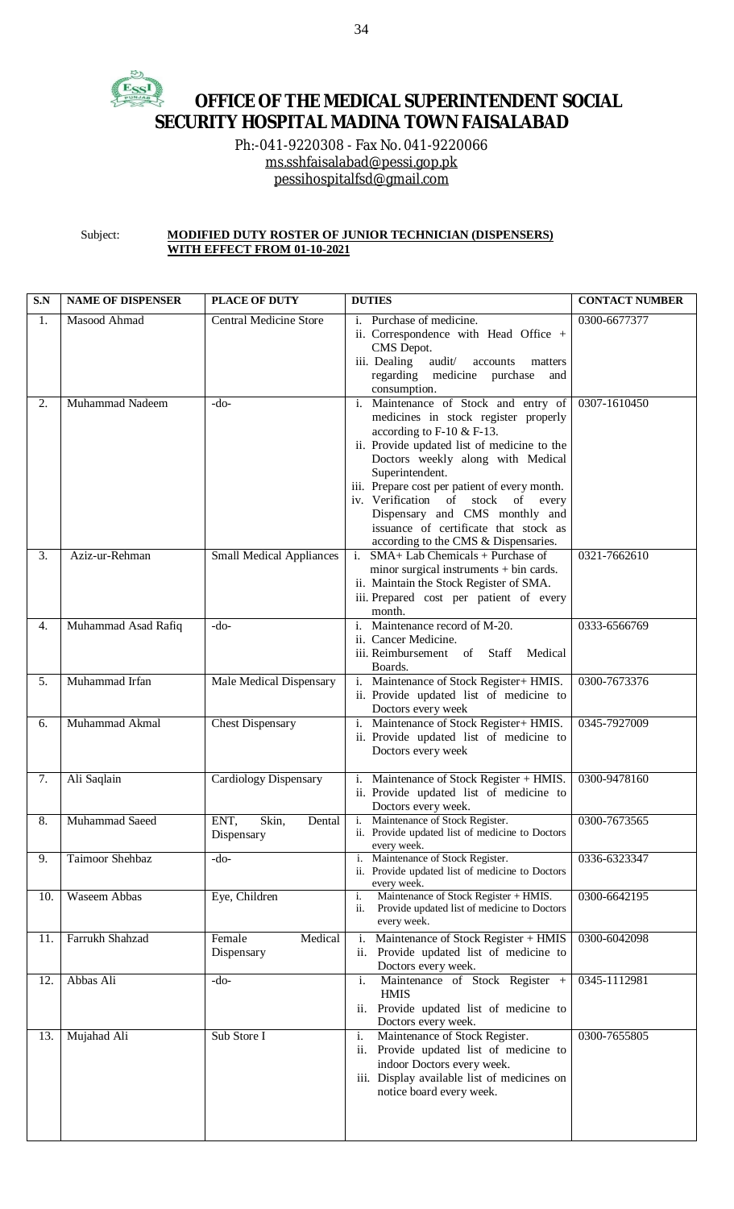# OFFICE OF THE MEDICAL SUPERINTENDENT SOCIAL SECURITY HOSPITAL MADINA TOWN FAISALABAD

Ph:-041-9220308 - Fax No. 041-9220066
ms.sshfaisalabad@pessi.gop.pk
pessihospitalfsd@gmail.com

Subject: **MODIFIED DUTY ROSTER OF JUNIOR TECHNICIAN (DISPENSERS) WITH EFFECT FROM 01-10-2021**

| S.N | NAME OF DISPENSER | PLACE OF DUTY | DUTIES | CONTACT NUMBER |
|---|---|---|---|---|
| 1. | Masood Ahmad | Central Medicine Store | i. Purchase of medicine.<br>ii. Correspondence with Head Office + CMS Depot.<br>iii. Dealing audit/ accounts matters regarding medicine purchase and consumption. | 0300-6677377 |
| 2. | Muhammad Nadeem | -do- | i. Maintenance of Stock and entry of medicines in stock register properly according to F-10 & F-13.<br>ii. Provide updated list of medicine to the Doctors weekly along with Medical Superintendent.<br>iii. Prepare cost per patient of every month.<br>iv. Verification of stock of every Dispensary and CMS monthly and issuance of certificate that stock as according to the CMS & Dispensaries. | 0307-1610450 |
| 3. | Aziz-ur-Rehman | Small Medical Appliances | i. SMA+ Lab Chemicals + Purchase of minor surgical instruments + bin cards.<br>ii. Maintain the Stock Register of SMA.<br>iii. Prepared cost per patient of every month. | 0321-7662610 |
| 4. | Muhammad Asad Rafiq | -do- | i. Maintenance record of M-20.<br>ii. Cancer Medicine.<br>iii. Reimbursement of Staff Medical Boards. | 0333-6566769 |
| 5. | Muhammad Irfan | Male Medical Dispensary | i. Maintenance of Stock Register+ HMIS.<br>ii. Provide updated list of medicine to Doctors every week | 0300-7673376 |
| 6. | Muhammad Akmal | Chest Dispensary | i. Maintenance of Stock Register+ HMIS.<br>ii. Provide updated list of medicine to Doctors every week | 0345-7927009 |
| 7. | Ali Saqlain | Cardiology Dispensary | i. Maintenance of Stock Register + HMIS.<br>ii. Provide updated list of medicine to Doctors every week. | 0300-9478160 |
| 8. | Muhammad Saeed | ENT, Skin, Dental Dispensary | i. Maintenance of Stock Register.<br>ii. Provide updated list of medicine to Doctors every week. | 0300-7673565 |
| 9. | Taimoor Shehbaz | -do- | i. Maintenance of Stock Register.<br>ii. Provide updated list of medicine to Doctors every week. | 0336-6323347 |
| 10. | Waseem Abbas | Eye, Children | i. Maintenance of Stock Register + HMIS.<br>ii. Provide updated list of medicine to Doctors every week. | 0300-6642195 |
| 11. | Farrukh Shahzad | Female Medical Dispensary | i. Maintenance of Stock Register + HMIS<br>ii. Provide updated list of medicine to Doctors every week. | 0300-6042098 |
| 12. | Abbas Ali | -do- | i. Maintenance of Stock Register + HMIS<br>ii. Provide updated list of medicine to Doctors every week. | 0345-1112981 |
| 13. | Mujahad Ali | Sub Store I | i. Maintenance of Stock Register.<br>ii. Provide updated list of medicine to indoor Doctors every week.<br>iii. Display available list of medicines on notice board every week. | 0300-7655805 |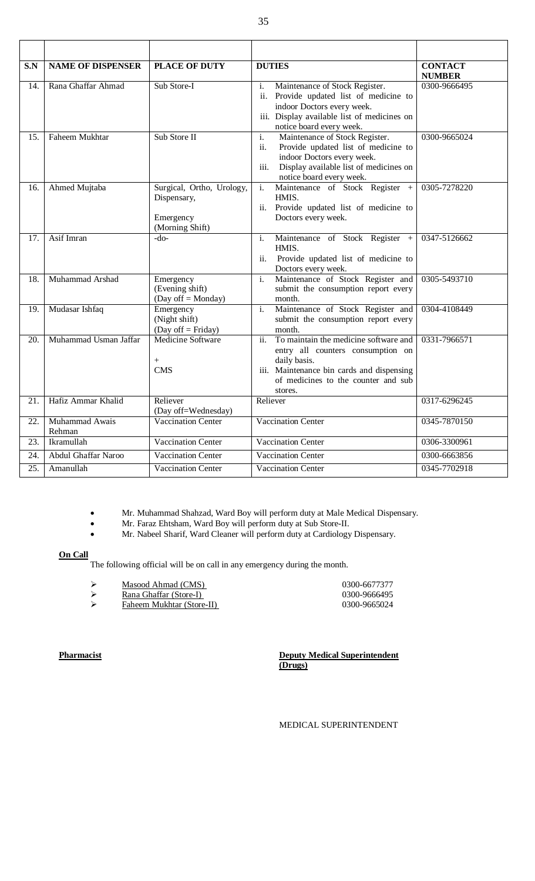| S.N | NAME OF DISPENSER | PLACE OF DUTY | DUTIES | CONTACT NUMBER |
|---|---|---|---|---|
| 14. | Rana Ghaffar Ahmad | Sub Store-I | i. Maintenance of Stock Register.<br>ii. Provide updated list of medicine to indoor Doctors every week.<br>iii. Display available list of medicines on notice board every week. | 0300-9666495 |
| 15. | Faheem Mukhtar | Sub Store II | i. Maintenance of Stock Register.<br>ii. Provide updated list of medicine to indoor Doctors every week.<br>iii. Display available list of medicines on notice board every week. | 0300-9665024 |
| 16. | Ahmed Mujtaba | Surgical, Ortho, Urology, Dispensary,<br><br>Emergency (Morning Shift) | i. Maintenance of Stock Register + HMIS.<br>ii. Provide updated list of medicine to Doctors every week. | 0305-7278220 |
| 17. | Asif Imran | -do- | i. Maintenance of Stock Register + HMIS.<br>ii. Provide updated list of medicine to Doctors every week. | 0347-5126662 |
| 18. | Muhammad Arshad | Emergency (Evening shift) (Day off = Monday) | i. Maintenance of Stock Register and submit the consumption report every month. | 0305-5493710 |
| 19. | Mudasar Ishfaq | Emergency (Night shift) (Day off = Friday) | i. Maintenance of Stock Register and submit the consumption report every month. | 0304-4108449 |
| 20. | Muhammad Usman Jaffar | Medicine Software<br><br>+<br>CMS | ii. To maintain the medicine software and entry all counters consumption on daily basis.<br>iii. Maintenance bin cards and dispensing of medicines to the counter and sub stores. | 0331-7966571 |
| 21. | Hafiz Ammar Khalid | Reliever (Day off=Wednesday) | Reliever | 0317-6296245 |
| 22. | Muhammad Awais Rehman | Vaccination Center | Vaccination Center | 0345-7870150 |
| 23. | Ikramullah | Vaccination Center | Vaccination Center | 0306-3300961 |
| 24. | Abdul Ghaffar Naroo | Vaccination Center | Vaccination Center | 0300-6663856 |
| 25. | Amanullah | Vaccination Center | Vaccination Center | 0345-7702918 |

- Mr. Muhammad Shahzad, Ward Boy will perform duty at Male Medical Dispensary.
- Mr. Faraz Ehtsham, Ward Boy will perform duty at Sub Store-II.
- Mr. Nabeel Sharif, Ward Cleaner will perform duty at Cardiology Dispensary.

**On Call**

The following official will be on call in any emergency during the month.

- Masood Ahmad (CMS) 0300-6677377
- Rana Ghaffar (Store-I) 0300-9666495
- Faheem Mukhtar (Store-II) 0300-9665024

**Pharmacist**

**Deputy Medical Superintendent (Drugs)**

MEDICAL SUPERINTENDENT